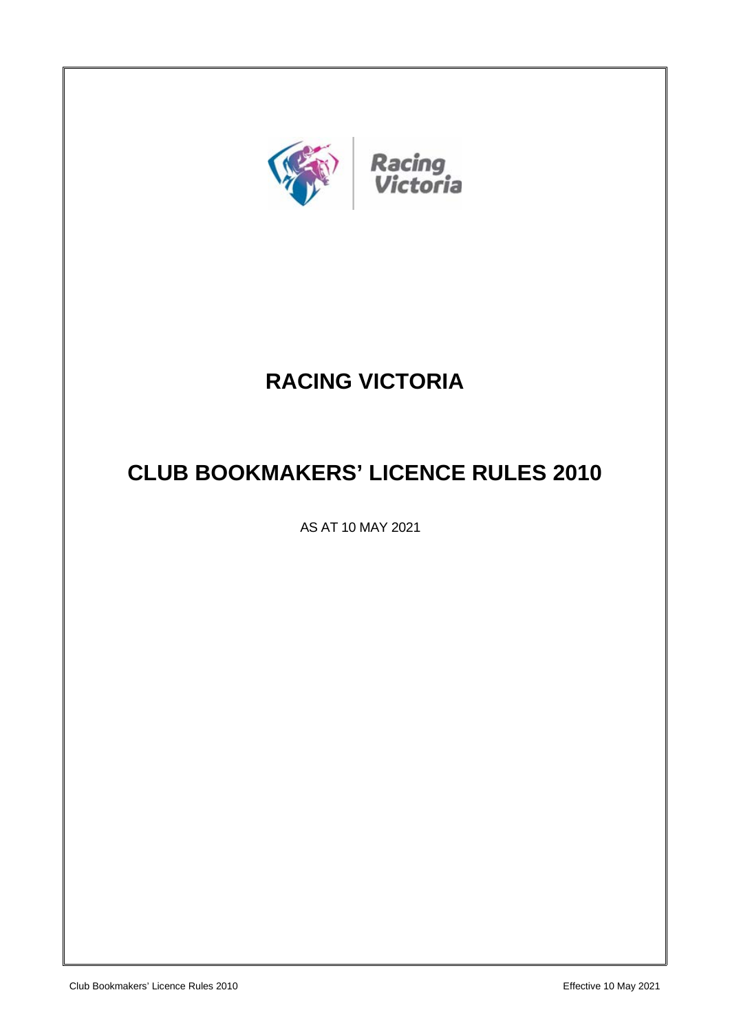# RACING VICTORIA

# CLUB BOOKMAKERS' LICENCE RULES 2010

AS AT 10 MAY 2021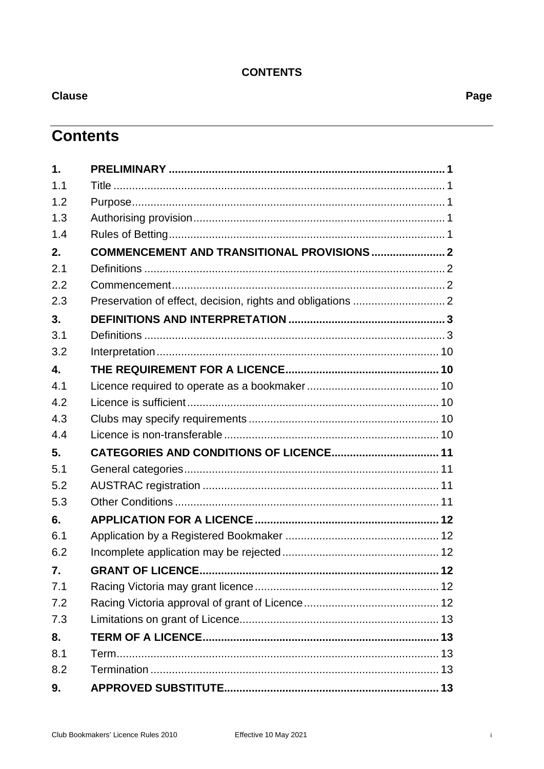**CONTENTS**

**Clause** | **Page**

## Contents

| | | |
|---|---|---|
| **1.** | **PRELIMINARY** | **1** |
| 1.1 | Title | 1 |
| 1.2 | Purpose | 1 |
| 1.3 | Authorising provision | 1 |
| 1.4 | Rules of Betting | 1 |
| **2.** | **COMMENCEMENT AND TRANSITIONAL PROVISIONS** | **2** |
| 2.1 | Definitions | 2 |
| 2.2 | Commencement | 2 |
| 2.3 | Preservation of effect, decision, rights and obligations | 2 |
| **3.** | **DEFINITIONS AND INTERPRETATION** | **3** |
| 3.1 | Definitions | 3 |
| 3.2 | Interpretation | 10 |
| **4.** | **THE REQUIREMENT FOR A LICENCE** | **10** |
| 4.1 | Licence required to operate as a bookmaker | 10 |
| 4.2 | Licence is sufficient | 10 |
| 4.3 | Clubs may specify requirements | 10 |
| 4.4 | Licence is non-transferable | 10 |
| **5.** | **CATEGORIES AND CONDITIONS OF LICENCE** | **11** |
| 5.1 | General categories | 11 |
| 5.2 | AUSTRAC registration | 11 |
| 5.3 | Other Conditions | 11 |
| **6.** | **APPLICATION FOR A LICENCE** | **12** |
| 6.1 | Application by a Registered Bookmaker | 12 |
| 6.2 | Incomplete application may be rejected | 12 |
| **7.** | **GRANT OF LICENCE** | **12** |
| 7.1 | Racing Victoria may grant licence | 12 |
| 7.2 | Racing Victoria approval of grant of Licence | 12 |
| 7.3 | Limitations on grant of Licence | 13 |
| **8.** | **TERM OF A LICENCE** | **13** |
| 8.1 | Term | 13 |
| 8.2 | Termination | 13 |
| **9.** | **APPROVED SUBSTITUTE** | **13** |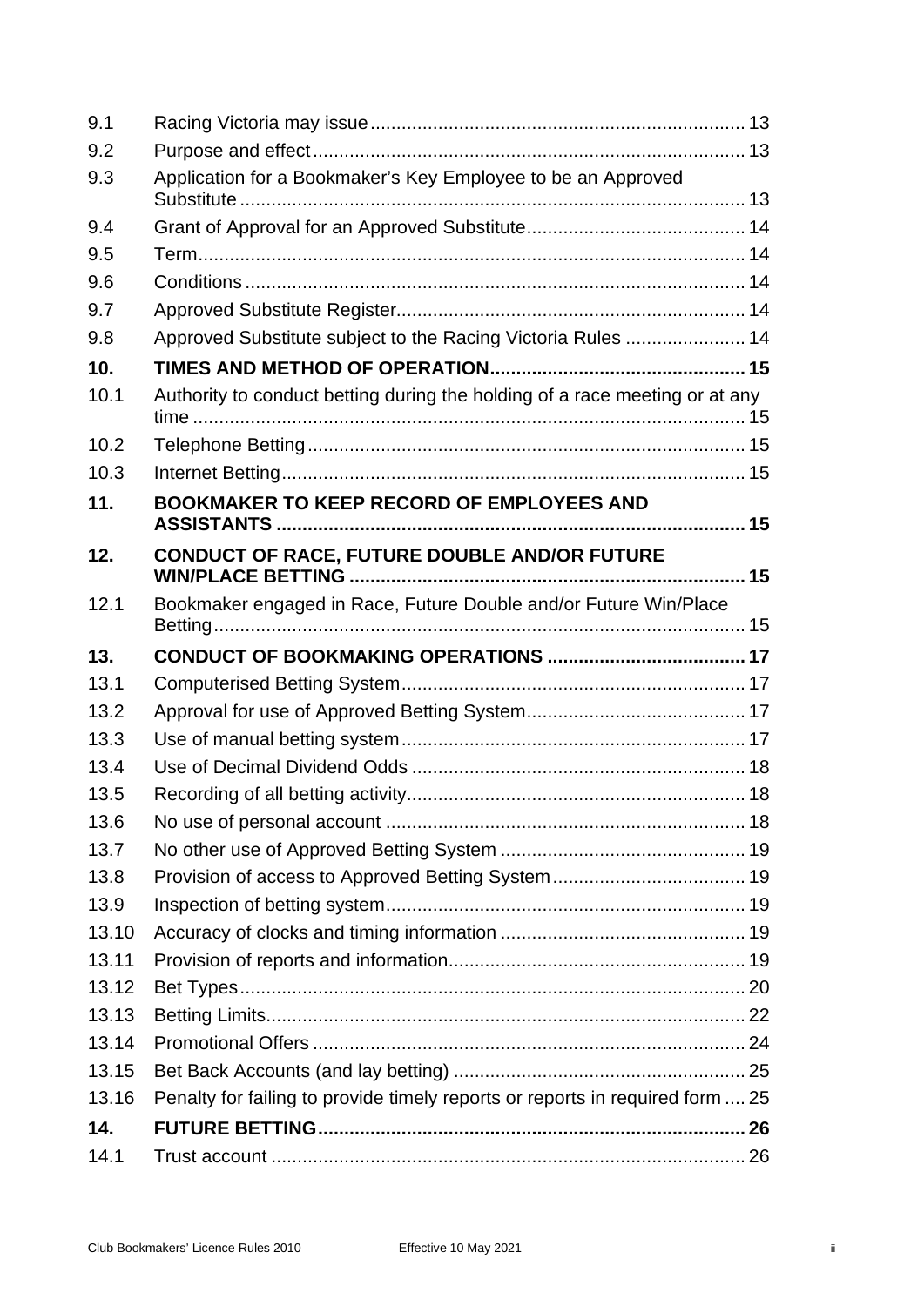| | | |
|---|---|---|
| 9.1 | Racing Victoria may issue | 13 |
| 9.2 | Purpose and effect | 13 |
| 9.3 | Application for a Bookmaker's Key Employee to be an Approved Substitute | 13 |
| 9.4 | Grant of Approval for an Approved Substitute | 14 |
| 9.5 | Term | 14 |
| 9.6 | Conditions | 14 |
| 9.7 | Approved Substitute Register | 14 |
| 9.8 | Approved Substitute subject to the Racing Victoria Rules | 14 |
| **10.** | **TIMES AND METHOD OF OPERATION** | **15** |
| 10.1 | Authority to conduct betting during the holding of a race meeting or at any time | 15 |
| 10.2 | Telephone Betting | 15 |
| 10.3 | Internet Betting | 15 |
| **11.** | **BOOKMAKER TO KEEP RECORD OF EMPLOYEES AND ASSISTANTS** | **15** |
| **12.** | **CONDUCT OF RACE, FUTURE DOUBLE AND/OR FUTURE WIN/PLACE BETTING** | **15** |
| 12.1 | Bookmaker engaged in Race, Future Double and/or Future Win/Place Betting | 15 |
| **13.** | **CONDUCT OF BOOKMAKING OPERATIONS** | **17** |
| 13.1 | Computerised Betting System | 17 |
| 13.2 | Approval for use of Approved Betting System | 17 |
| 13.3 | Use of manual betting system | 17 |
| 13.4 | Use of Decimal Dividend Odds | 18 |
| 13.5 | Recording of all betting activity | 18 |
| 13.6 | No use of personal account | 18 |
| 13.7 | No other use of Approved Betting System | 19 |
| 13.8 | Provision of access to Approved Betting System | 19 |
| 13.9 | Inspection of betting system | 19 |
| 13.10 | Accuracy of clocks and timing information | 19 |
| 13.11 | Provision of reports and information | 19 |
| 13.12 | Bet Types | 20 |
| 13.13 | Betting Limits | 22 |
| 13.14 | Promotional Offers | 24 |
| 13.15 | Bet Back Accounts (and lay betting) | 25 |
| 13.16 | Penalty for failing to provide timely reports or reports in required form | 25 |
| **14.** | **FUTURE BETTING** | **26** |
| 14.1 | Trust account | 26 |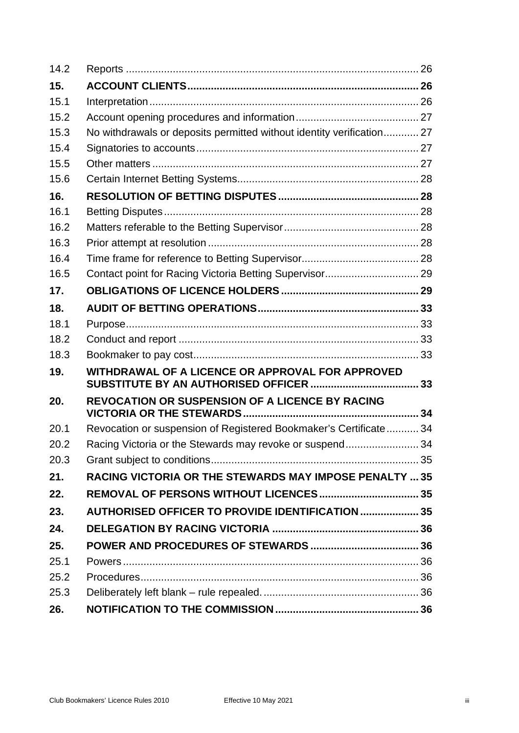| | | |
|---|---|---|
| 14.2 | Reports | 26 |
| **15.** | **ACCOUNT CLIENTS** | **26** |
| 15.1 | Interpretation | 26 |
| 15.2 | Account opening procedures and information | 27 |
| 15.3 | No withdrawals or deposits permitted without identity verification | 27 |
| 15.4 | Signatories to accounts | 27 |
| 15.5 | Other matters | 27 |
| 15.6 | Certain Internet Betting Systems | 28 |
| **16.** | **RESOLUTION OF BETTING DISPUTES** | **28** |
| 16.1 | Betting Disputes | 28 |
| 16.2 | Matters referable to the Betting Supervisor | 28 |
| 16.3 | Prior attempt at resolution | 28 |
| 16.4 | Time frame for reference to Betting Supervisor | 28 |
| 16.5 | Contact point for Racing Victoria Betting Supervisor | 29 |
| **17.** | **OBLIGATIONS OF LICENCE HOLDERS** | **29** |
| **18.** | **AUDIT OF BETTING OPERATIONS** | **33** |
| 18.1 | Purpose | 33 |
| 18.2 | Conduct and report | 33 |
| 18.3 | Bookmaker to pay cost | 33 |
| **19.** | **WITHDRAWAL OF A LICENCE OR APPROVAL FOR APPROVED SUBSTITUTE BY AN AUTHORISED OFFICER** | **33** |
| **20.** | **REVOCATION OR SUSPENSION OF A LICENCE BY RACING VICTORIA OR THE STEWARDS** | **34** |
| 20.1 | Revocation or suspension of Registered Bookmaker's Certificate | 34 |
| 20.2 | Racing Victoria or the Stewards may revoke or suspend | 34 |
| 20.3 | Grant subject to conditions | 35 |
| **21.** | **RACING VICTORIA OR THE STEWARDS MAY IMPOSE PENALTY** | **35** |
| **22.** | **REMOVAL OF PERSONS WITHOUT LICENCES** | **35** |
| **23.** | **AUTHORISED OFFICER TO PROVIDE IDENTIFICATION** | **35** |
| **24.** | **DELEGATION BY RACING VICTORIA** | **36** |
| **25.** | **POWER AND PROCEDURES OF STEWARDS** | **36** |
| 25.1 | Powers | 36 |
| 25.2 | Procedures | 36 |
| 25.3 | Deliberately left blank – rule repealed. | 36 |
| **26.** | **NOTIFICATION TO THE COMMISSION** | **36** |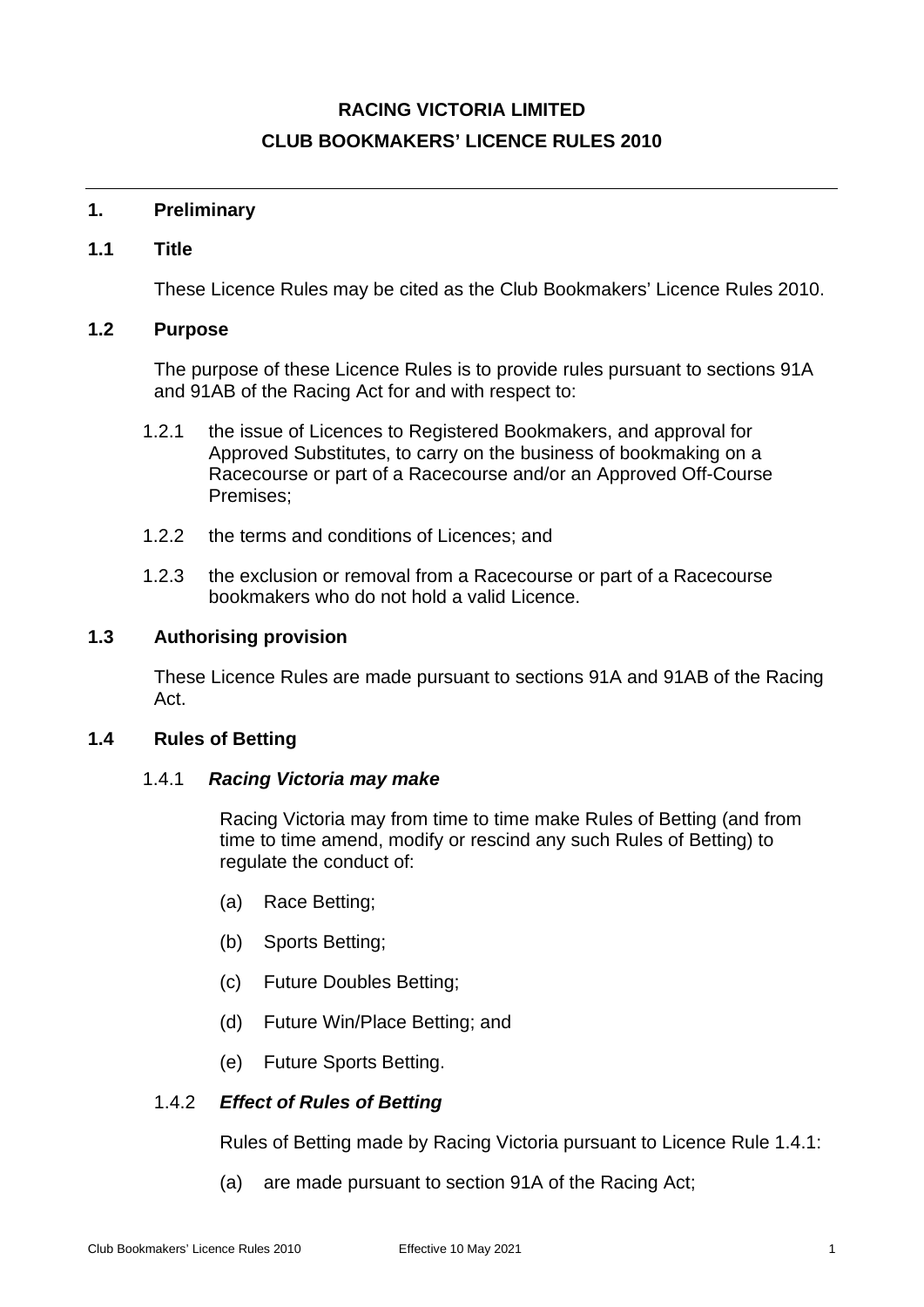# RACING VICTORIA LIMITED

# CLUB BOOKMAKERS' LICENCE RULES 2010

## 1. Preliminary

### 1.1 Title

These Licence Rules may be cited as the Club Bookmakers' Licence Rules 2010.

### 1.2 Purpose

The purpose of these Licence Rules is to provide rules pursuant to sections 91A and 91AB of the Racing Act for and with respect to:

1.2.1 the issue of Licences to Registered Bookmakers, and approval for Approved Substitutes, to carry on the business of bookmaking on a Racecourse or part of a Racecourse and/or an Approved Off-Course Premises;

1.2.2 the terms and conditions of Licences; and

1.2.3 the exclusion or removal from a Racecourse or part of a Racecourse bookmakers who do not hold a valid Licence.

### 1.3 Authorising provision

These Licence Rules are made pursuant to sections 91A and 91AB of the Racing Act.

### 1.4 Rules of Betting

1.4.1 ***Racing Victoria may make***

Racing Victoria may from time to time make Rules of Betting (and from time to time amend, modify or rescind any such Rules of Betting) to regulate the conduct of:

(a) Race Betting;

(b) Sports Betting;

(c) Future Doubles Betting;

(d) Future Win/Place Betting; and

(e) Future Sports Betting.

1.4.2 ***Effect of Rules of Betting***

Rules of Betting made by Racing Victoria pursuant to Licence Rule 1.4.1:

(a) are made pursuant to section 91A of the Racing Act;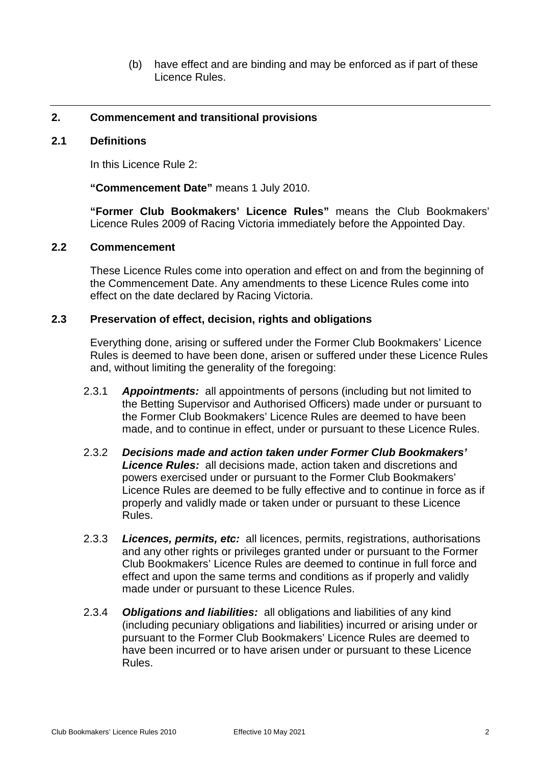(b) have effect and are binding and may be enforced as if part of these Licence Rules.

---

## 2. Commencement and transitional provisions

### 2.1 Definitions

In this Licence Rule 2:

**"Commencement Date"** means 1 July 2010.

**"Former Club Bookmakers' Licence Rules"** means the Club Bookmakers' Licence Rules 2009 of Racing Victoria immediately before the Appointed Day.

### 2.2 Commencement

These Licence Rules come into operation and effect on and from the beginning of the Commencement Date. Any amendments to these Licence Rules come into effect on the date declared by Racing Victoria.

### 2.3 Preservation of effect, decision, rights and obligations

Everything done, arising or suffered under the Former Club Bookmakers' Licence Rules is deemed to have been done, arisen or suffered under these Licence Rules and, without limiting the generality of the foregoing:

2.3.1 ***Appointments:*** all appointments of persons (including but not limited to the Betting Supervisor and Authorised Officers) made under or pursuant to the Former Club Bookmakers' Licence Rules are deemed to have been made, and to continue in effect, under or pursuant to these Licence Rules.

2.3.2 ***Decisions made and action taken under Former Club Bookmakers' Licence Rules:*** all decisions made, action taken and discretions and powers exercised under or pursuant to the Former Club Bookmakers' Licence Rules are deemed to be fully effective and to continue in force as if properly and validly made or taken under or pursuant to these Licence Rules.

2.3.3 ***Licences, permits, etc:*** all licences, permits, registrations, authorisations and any other rights or privileges granted under or pursuant to the Former Club Bookmakers' Licence Rules are deemed to continue in full force and effect and upon the same terms and conditions as if properly and validly made under or pursuant to these Licence Rules.

2.3.4 ***Obligations and liabilities:*** all obligations and liabilities of any kind (including pecuniary obligations and liabilities) incurred or arising under or pursuant to the Former Club Bookmakers' Licence Rules are deemed to have been incurred or to have arisen under or pursuant to these Licence Rules.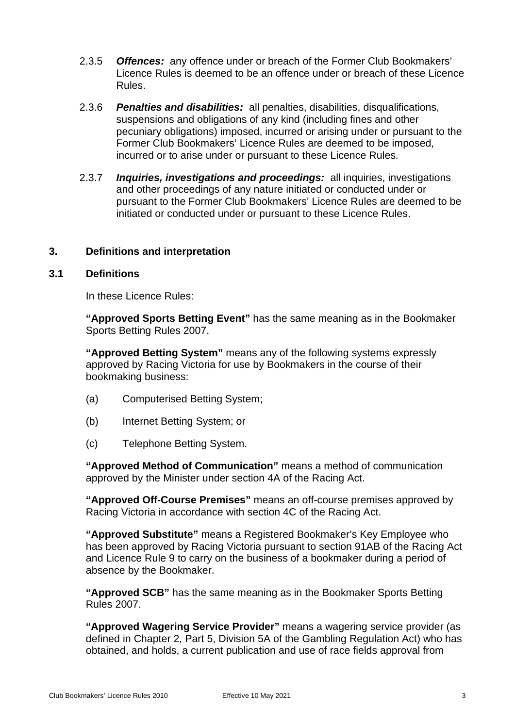2.3.5 ***Offences:*** any offence under or breach of the Former Club Bookmakers' Licence Rules is deemed to be an offence under or breach of these Licence Rules.

2.3.6 ***Penalties and disabilities:*** all penalties, disabilities, disqualifications, suspensions and obligations of any kind (including fines and other pecuniary obligations) imposed, incurred or arising under or pursuant to the Former Club Bookmakers' Licence Rules are deemed to be imposed, incurred or to arise under or pursuant to these Licence Rules.

2.3.7 ***Inquiries, investigations and proceedings:*** all inquiries, investigations and other proceedings of any nature initiated or conducted under or pursuant to the Former Club Bookmakers' Licence Rules are deemed to be initiated or conducted under or pursuant to these Licence Rules.

---

## 3. Definitions and interpretation

### 3.1 Definitions

In these Licence Rules:

**"Approved Sports Betting Event"** has the same meaning as in the Bookmaker Sports Betting Rules 2007.

**"Approved Betting System"** means any of the following systems expressly approved by Racing Victoria for use by Bookmakers in the course of their bookmaking business:

(a) Computerised Betting System;

(b) Internet Betting System; or

(c) Telephone Betting System.

**"Approved Method of Communication"** means a method of communication approved by the Minister under section 4A of the Racing Act.

**"Approved Off-Course Premises"** means an off-course premises approved by Racing Victoria in accordance with section 4C of the Racing Act.

**"Approved Substitute"** means a Registered Bookmaker's Key Employee who has been approved by Racing Victoria pursuant to section 91AB of the Racing Act and Licence Rule 9 to carry on the business of a bookmaker during a period of absence by the Bookmaker.

**"Approved SCB"** has the same meaning as in the Bookmaker Sports Betting Rules 2007.

**"Approved Wagering Service Provider"** means a wagering service provider (as defined in Chapter 2, Part 5, Division 5A of the Gambling Regulation Act) who has obtained, and holds, a current publication and use of race fields approval from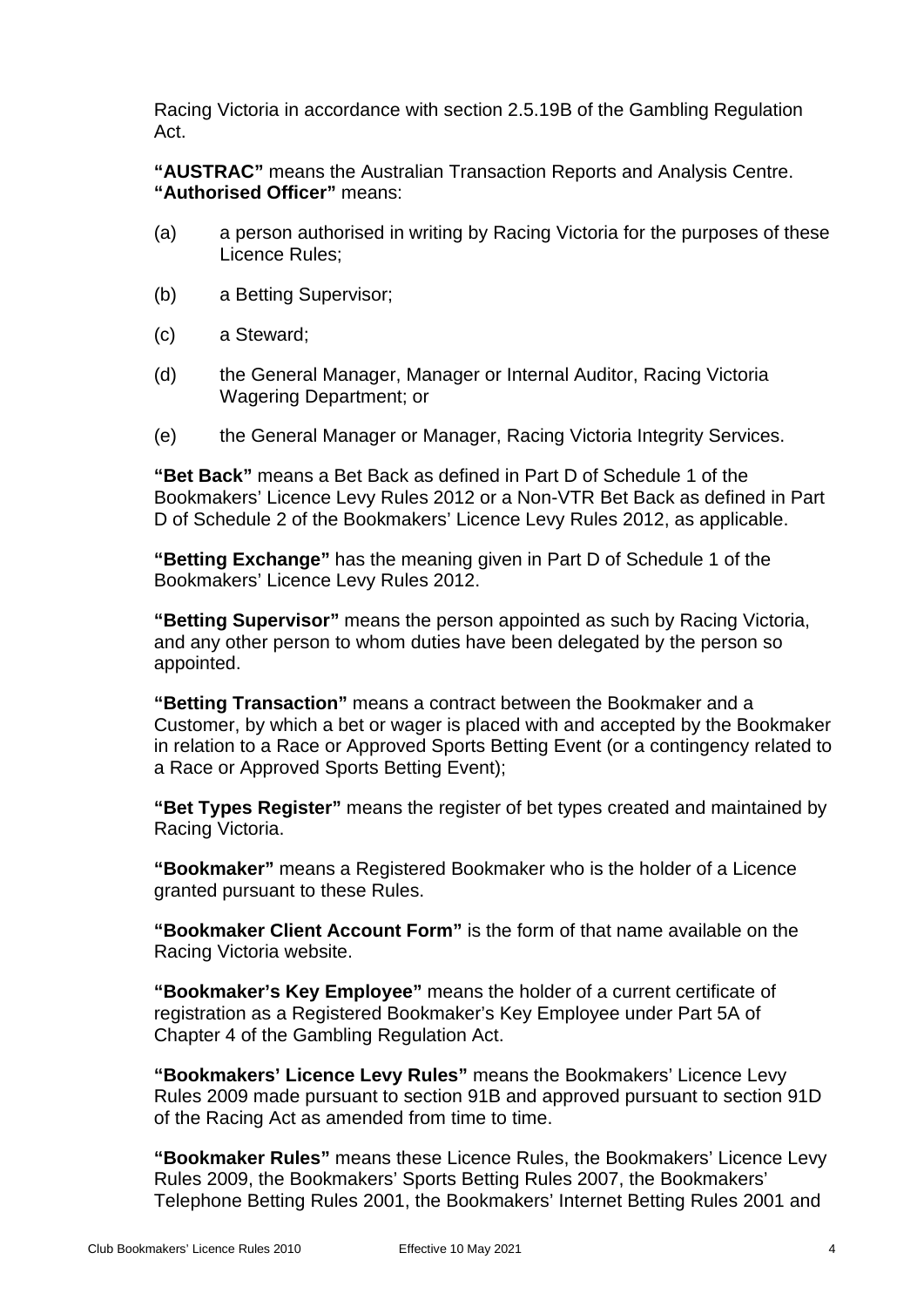Racing Victoria in accordance with section 2.5.19B of the Gambling Regulation Act.

**"AUSTRAC"** means the Australian Transaction Reports and Analysis Centre.
**"Authorised Officer"** means:

(a) a person authorised in writing by Racing Victoria for the purposes of these Licence Rules;

(b) a Betting Supervisor;

(c) a Steward;

(d) the General Manager, Manager or Internal Auditor, Racing Victoria Wagering Department; or

(e) the General Manager or Manager, Racing Victoria Integrity Services.

**"Bet Back"** means a Bet Back as defined in Part D of Schedule 1 of the Bookmakers' Licence Levy Rules 2012 or a Non-VTR Bet Back as defined in Part D of Schedule 2 of the Bookmakers' Licence Levy Rules 2012, as applicable.

**"Betting Exchange"** has the meaning given in Part D of Schedule 1 of the Bookmakers' Licence Levy Rules 2012.

**"Betting Supervisor"** means the person appointed as such by Racing Victoria, and any other person to whom duties have been delegated by the person so appointed.

**"Betting Transaction"** means a contract between the Bookmaker and a Customer, by which a bet or wager is placed with and accepted by the Bookmaker in relation to a Race or Approved Sports Betting Event (or a contingency related to a Race or Approved Sports Betting Event);

**"Bet Types Register"** means the register of bet types created and maintained by Racing Victoria.

**"Bookmaker"** means a Registered Bookmaker who is the holder of a Licence granted pursuant to these Rules.

**"Bookmaker Client Account Form"** is the form of that name available on the Racing Victoria website.

**"Bookmaker's Key Employee"** means the holder of a current certificate of registration as a Registered Bookmaker's Key Employee under Part 5A of Chapter 4 of the Gambling Regulation Act.

**"Bookmakers' Licence Levy Rules"** means the Bookmakers' Licence Levy Rules 2009 made pursuant to section 91B and approved pursuant to section 91D of the Racing Act as amended from time to time.

**"Bookmaker Rules"** means these Licence Rules, the Bookmakers' Licence Levy Rules 2009, the Bookmakers' Sports Betting Rules 2007, the Bookmakers' Telephone Betting Rules 2001, the Bookmakers' Internet Betting Rules 2001 and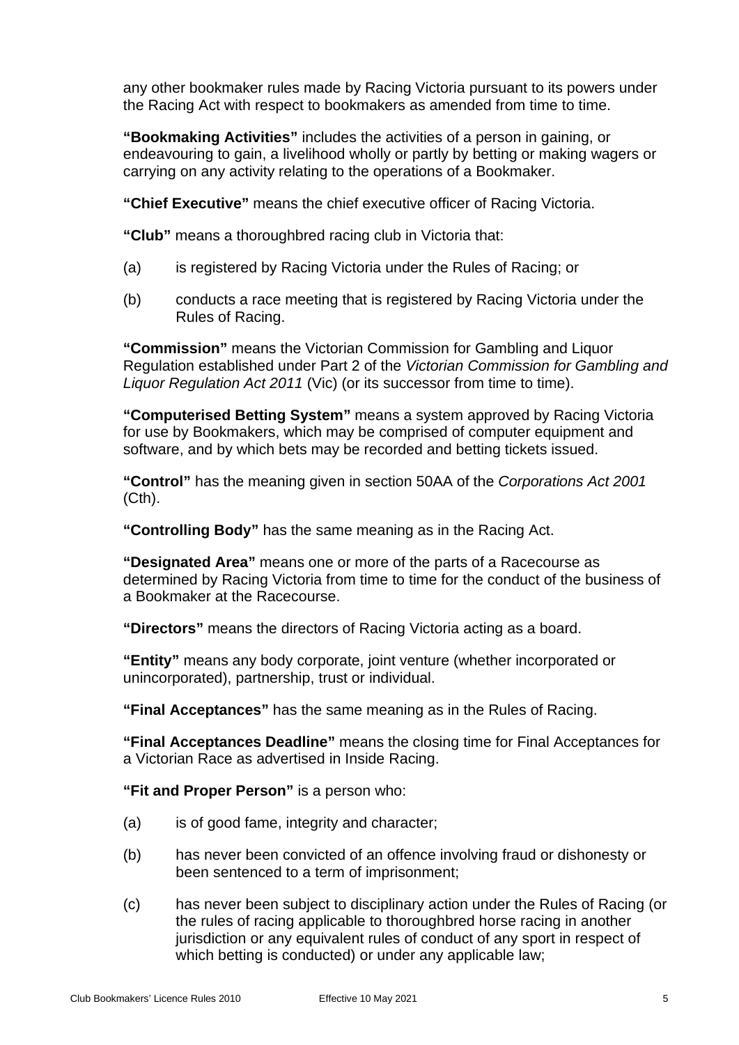any other bookmaker rules made by Racing Victoria pursuant to its powers under the Racing Act with respect to bookmakers as amended from time to time.

**"Bookmaking Activities"** includes the activities of a person in gaining, or endeavouring to gain, a livelihood wholly or partly by betting or making wagers or carrying on any activity relating to the operations of a Bookmaker.

**"Chief Executive"** means the chief executive officer of Racing Victoria.

**"Club"** means a thoroughbred racing club in Victoria that:

(a) is registered by Racing Victoria under the Rules of Racing; or

(b) conducts a race meeting that is registered by Racing Victoria under the Rules of Racing.

**"Commission"** means the Victorian Commission for Gambling and Liquor Regulation established under Part 2 of the *Victorian Commission for Gambling and Liquor Regulation Act 2011* (Vic) (or its successor from time to time).

**"Computerised Betting System"** means a system approved by Racing Victoria for use by Bookmakers, which may be comprised of computer equipment and software, and by which bets may be recorded and betting tickets issued.

**"Control"** has the meaning given in section 50AA of the *Corporations Act 2001* (Cth).

**"Controlling Body"** has the same meaning as in the Racing Act.

**"Designated Area"** means one or more of the parts of a Racecourse as determined by Racing Victoria from time to time for the conduct of the business of a Bookmaker at the Racecourse.

**"Directors"** means the directors of Racing Victoria acting as a board.

**"Entity"** means any body corporate, joint venture (whether incorporated or unincorporated), partnership, trust or individual.

**"Final Acceptances"** has the same meaning as in the Rules of Racing.

**"Final Acceptances Deadline"** means the closing time for Final Acceptances for a Victorian Race as advertised in Inside Racing.

**"Fit and Proper Person"** is a person who:

(a) is of good fame, integrity and character;

(b) has never been convicted of an offence involving fraud or dishonesty or been sentenced to a term of imprisonment;

(c) has never been subject to disciplinary action under the Rules of Racing (or the rules of racing applicable to thoroughbred horse racing in another jurisdiction or any equivalent rules of conduct of any sport in respect of which betting is conducted) or under any applicable law;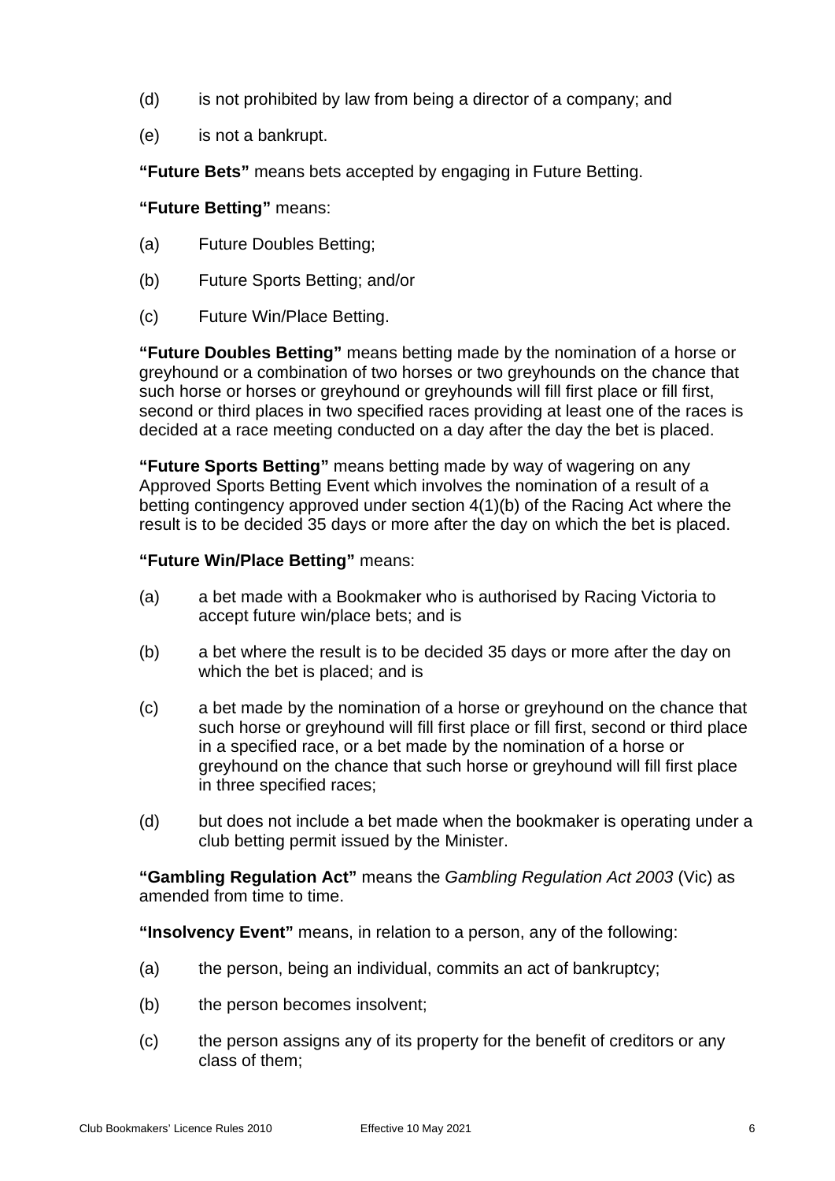(d) is not prohibited by law from being a director of a company; and

(e) is not a bankrupt.

**"Future Bets"** means bets accepted by engaging in Future Betting.

**"Future Betting"** means:

(a) Future Doubles Betting;

(b) Future Sports Betting; and/or

(c) Future Win/Place Betting.

**"Future Doubles Betting"** means betting made by the nomination of a horse or greyhound or a combination of two horses or two greyhounds on the chance that such horse or horses or greyhound or greyhounds will fill first place or fill first, second or third places in two specified races providing at least one of the races is decided at a race meeting conducted on a day after the day the bet is placed.

**"Future Sports Betting"** means betting made by way of wagering on any Approved Sports Betting Event which involves the nomination of a result of a betting contingency approved under section 4(1)(b) of the Racing Act where the result is to be decided 35 days or more after the day on which the bet is placed.

**"Future Win/Place Betting"** means:

(a) a bet made with a Bookmaker who is authorised by Racing Victoria to accept future win/place bets; and is

(b) a bet where the result is to be decided 35 days or more after the day on which the bet is placed; and is

(c) a bet made by the nomination of a horse or greyhound on the chance that such horse or greyhound will fill first place or fill first, second or third place in a specified race, or a bet made by the nomination of a horse or greyhound on the chance that such horse or greyhound will fill first place in three specified races;

(d) but does not include a bet made when the bookmaker is operating under a club betting permit issued by the Minister.

**"Gambling Regulation Act"** means the *Gambling Regulation Act 2003* (Vic) as amended from time to time.

**"Insolvency Event"** means, in relation to a person, any of the following:

(a) the person, being an individual, commits an act of bankruptcy;

(b) the person becomes insolvent;

(c) the person assigns any of its property for the benefit of creditors or any class of them;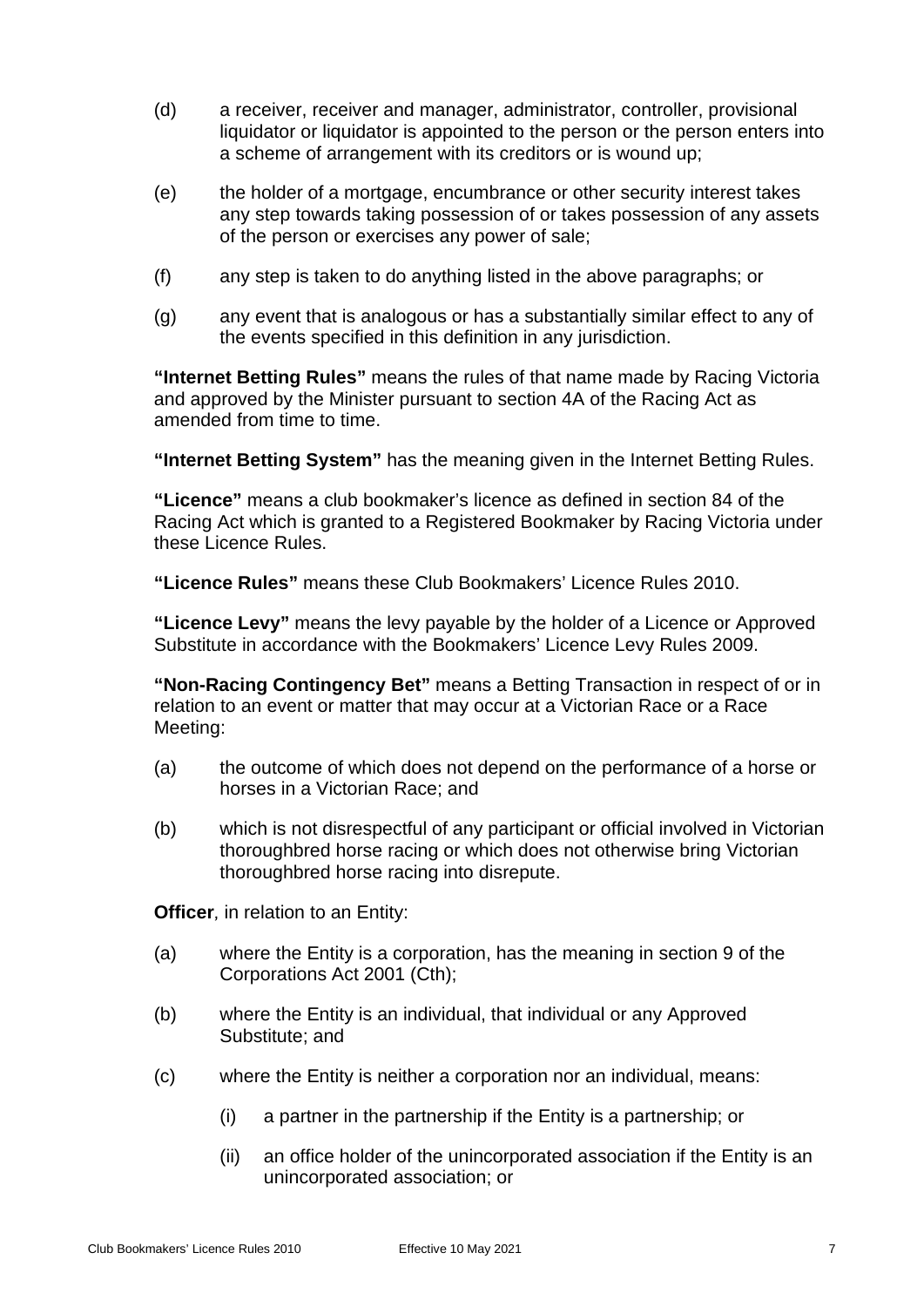(d) a receiver, receiver and manager, administrator, controller, provisional liquidator or liquidator is appointed to the person or the person enters into a scheme of arrangement with its creditors or is wound up;

(e) the holder of a mortgage, encumbrance or other security interest takes any step towards taking possession of or takes possession of any assets of the person or exercises any power of sale;

(f) any step is taken to do anything listed in the above paragraphs; or

(g) any event that is analogous or has a substantially similar effect to any of the events specified in this definition in any jurisdiction.

**"Internet Betting Rules"** means the rules of that name made by Racing Victoria and approved by the Minister pursuant to section 4A of the Racing Act as amended from time to time.

**"Internet Betting System"** has the meaning given in the Internet Betting Rules.

**"Licence"** means a club bookmaker's licence as defined in section 84 of the Racing Act which is granted to a Registered Bookmaker by Racing Victoria under these Licence Rules.

**"Licence Rules"** means these Club Bookmakers' Licence Rules 2010.

**"Licence Levy"** means the levy payable by the holder of a Licence or Approved Substitute in accordance with the Bookmakers' Licence Levy Rules 2009.

**"Non-Racing Contingency Bet"** means a Betting Transaction in respect of or in relation to an event or matter that may occur at a Victorian Race or a Race Meeting:

(a) the outcome of which does not depend on the performance of a horse or horses in a Victorian Race; and

(b) which is not disrespectful of any participant or official involved in Victorian thoroughbred horse racing or which does not otherwise bring Victorian thoroughbred horse racing into disrepute.

**Officer**, in relation to an Entity:

(a) where the Entity is a corporation, has the meaning in section 9 of the Corporations Act 2001 (Cth);

(b) where the Entity is an individual, that individual or any Approved Substitute; and

(c) where the Entity is neither a corporation nor an individual, means:

  (i) a partner in the partnership if the Entity is a partnership; or

  (ii) an office holder of the unincorporated association if the Entity is an unincorporated association; or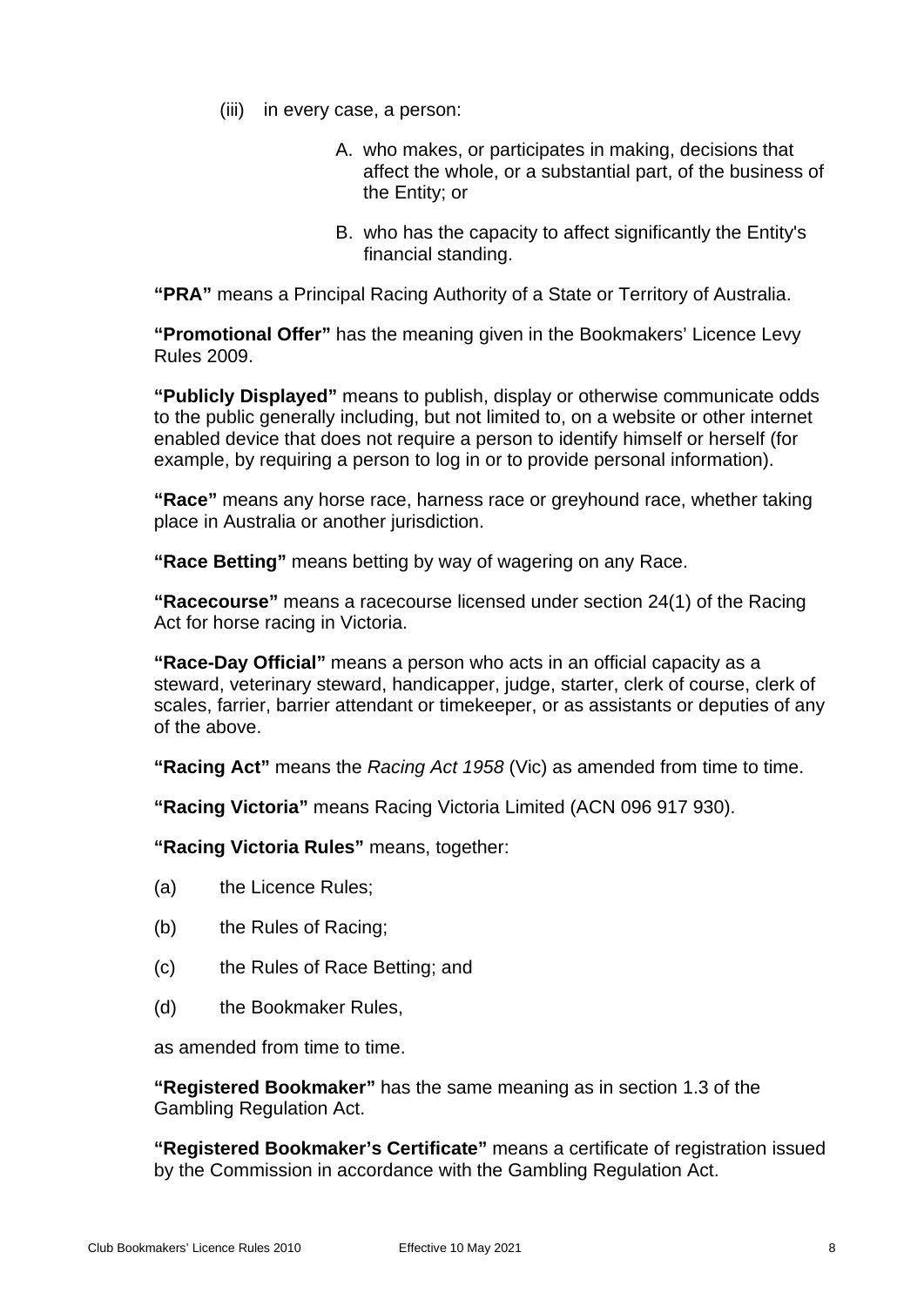(iii) in every case, a person:

A. who makes, or participates in making, decisions that affect the whole, or a substantial part, of the business of the Entity; or

B. who has the capacity to affect significantly the Entity's financial standing.

**"PRA"** means a Principal Racing Authority of a State or Territory of Australia.

**"Promotional Offer"** has the meaning given in the Bookmakers' Licence Levy Rules 2009.

**"Publicly Displayed"** means to publish, display or otherwise communicate odds to the public generally including, but not limited to, on a website or other internet enabled device that does not require a person to identify himself or herself (for example, by requiring a person to log in or to provide personal information).

**"Race"** means any horse race, harness race or greyhound race, whether taking place in Australia or another jurisdiction.

**"Race Betting"** means betting by way of wagering on any Race.

**"Racecourse"** means a racecourse licensed under section 24(1) of the Racing Act for horse racing in Victoria.

**"Race-Day Official"** means a person who acts in an official capacity as a steward, veterinary steward, handicapper, judge, starter, clerk of course, clerk of scales, farrier, barrier attendant or timekeeper, or as assistants or deputies of any of the above.

**"Racing Act"** means the *Racing Act 1958* (Vic) as amended from time to time.

**"Racing Victoria"** means Racing Victoria Limited (ACN 096 917 930).

**"Racing Victoria Rules"** means, together:

(a) the Licence Rules;

(b) the Rules of Racing;

(c) the Rules of Race Betting; and

(d) the Bookmaker Rules,

as amended from time to time.

**"Registered Bookmaker"** has the same meaning as in section 1.3 of the Gambling Regulation Act.

**"Registered Bookmaker's Certificate"** means a certificate of registration issued by the Commission in accordance with the Gambling Regulation Act.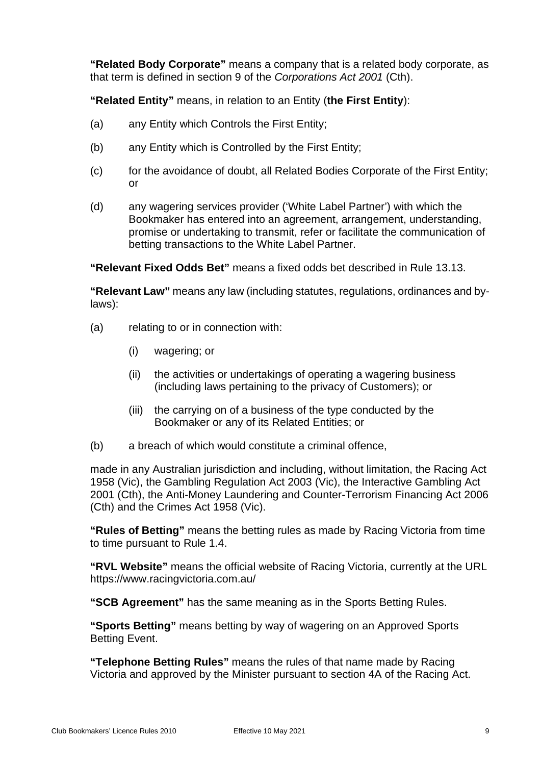**"Related Body Corporate"** means a company that is a related body corporate, as that term is defined in section 9 of the *Corporations Act 2001* (Cth).

**"Related Entity"** means, in relation to an Entity (**the First Entity**):

(a) any Entity which Controls the First Entity;

(b) any Entity which is Controlled by the First Entity;

(c) for the avoidance of doubt, all Related Bodies Corporate of the First Entity; or

(d) any wagering services provider ('White Label Partner') with which the Bookmaker has entered into an agreement, arrangement, understanding, promise or undertaking to transmit, refer or facilitate the communication of betting transactions to the White Label Partner.

**"Relevant Fixed Odds Bet"** means a fixed odds bet described in Rule 13.13.

**"Relevant Law"** means any law (including statutes, regulations, ordinances and by-laws):

(a) relating to or in connection with:

  (i) wagering; or

  (ii) the activities or undertakings of operating a wagering business (including laws pertaining to the privacy of Customers); or

  (iii) the carrying on of a business of the type conducted by the Bookmaker or any of its Related Entities; or

(b) a breach of which would constitute a criminal offence,

made in any Australian jurisdiction and including, without limitation, the Racing Act 1958 (Vic), the Gambling Regulation Act 2003 (Vic), the Interactive Gambling Act 2001 (Cth), the Anti-Money Laundering and Counter-Terrorism Financing Act 2006 (Cth) and the Crimes Act 1958 (Vic).

**"Rules of Betting"** means the betting rules as made by Racing Victoria from time to time pursuant to Rule 1.4.

**"RVL Website"** means the official website of Racing Victoria, currently at the URL https://www.racingvictoria.com.au/

**"SCB Agreement"** has the same meaning as in the Sports Betting Rules.

**"Sports Betting"** means betting by way of wagering on an Approved Sports Betting Event.

**"Telephone Betting Rules"** means the rules of that name made by Racing Victoria and approved by the Minister pursuant to section 4A of the Racing Act.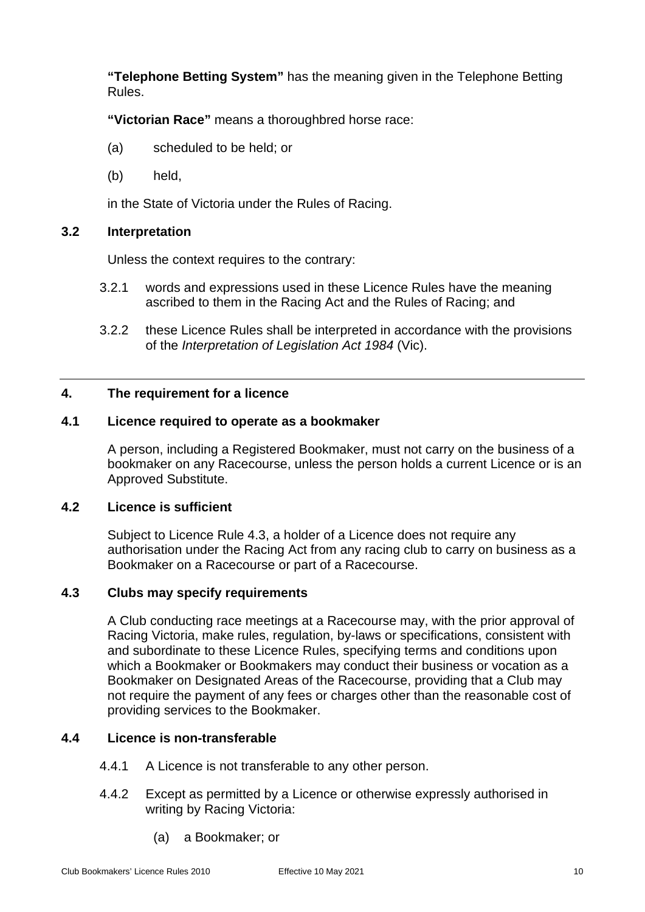**"Telephone Betting System"** has the meaning given in the Telephone Betting Rules.

**"Victorian Race"** means a thoroughbred horse race:

(a) scheduled to be held; or

(b) held,

in the State of Victoria under the Rules of Racing.

### 3.2 Interpretation

Unless the context requires to the contrary:

3.2.1 words and expressions used in these Licence Rules have the meaning ascribed to them in the Racing Act and the Rules of Racing; and

3.2.2 these Licence Rules shall be interpreted in accordance with the provisions of the *Interpretation of Legislation Act 1984* (Vic).

---

## 4. The requirement for a licence

### 4.1 Licence required to operate as a bookmaker

A person, including a Registered Bookmaker, must not carry on the business of a bookmaker on any Racecourse, unless the person holds a current Licence or is an Approved Substitute.

### 4.2 Licence is sufficient

Subject to Licence Rule 4.3, a holder of a Licence does not require any authorisation under the Racing Act from any racing club to carry on business as a Bookmaker on a Racecourse or part of a Racecourse.

### 4.3 Clubs may specify requirements

A Club conducting race meetings at a Racecourse may, with the prior approval of Racing Victoria, make rules, regulation, by-laws or specifications, consistent with and subordinate to these Licence Rules, specifying terms and conditions upon which a Bookmaker or Bookmakers may conduct their business or vocation as a Bookmaker on Designated Areas of the Racecourse, providing that a Club may not require the payment of any fees or charges other than the reasonable cost of providing services to the Bookmaker.

### 4.4 Licence is non-transferable

4.4.1 A Licence is not transferable to any other person.

4.4.2 Except as permitted by a Licence or otherwise expressly authorised in writing by Racing Victoria:

(a) a Bookmaker; or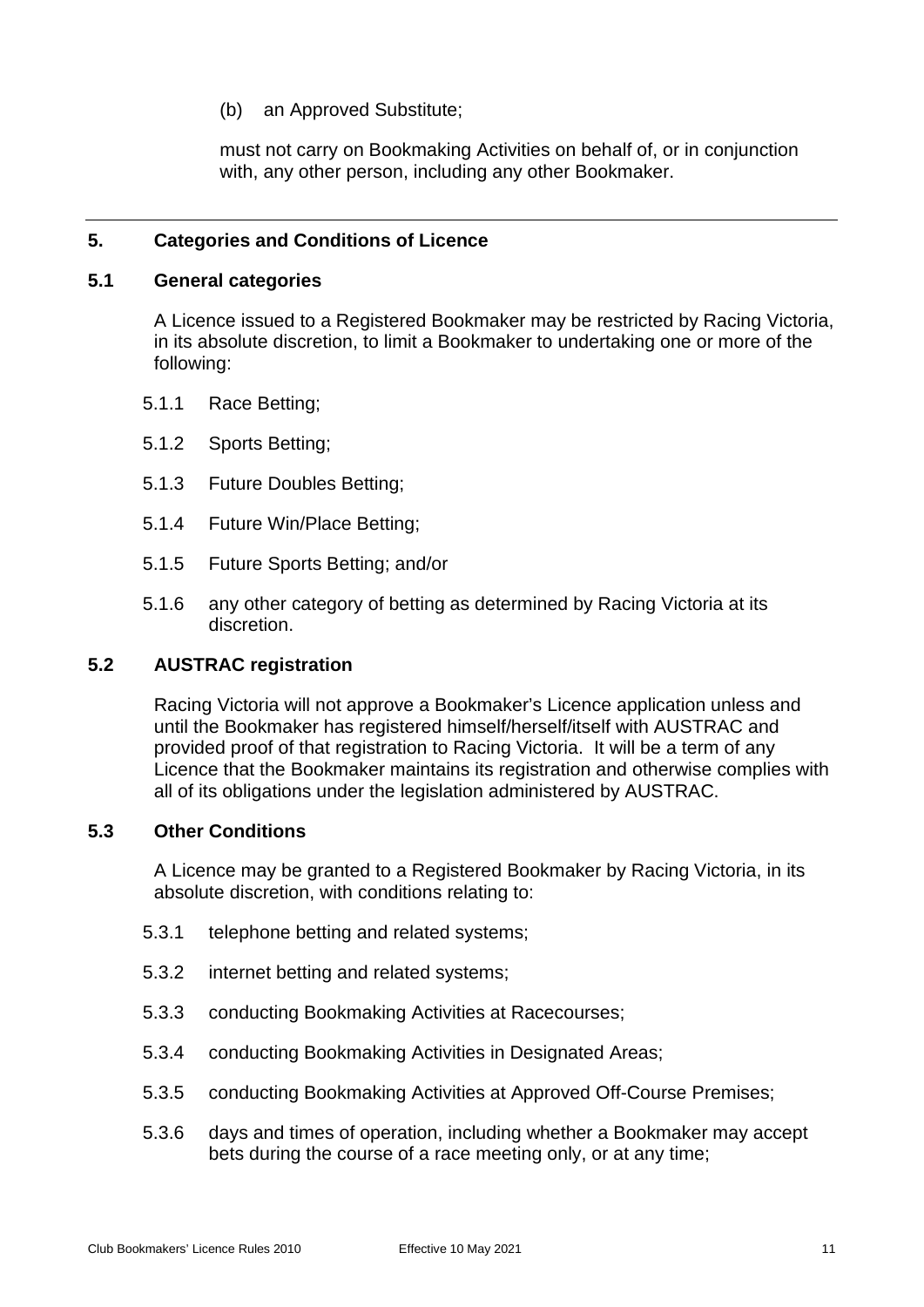(b) an Approved Substitute;

must not carry on Bookmaking Activities on behalf of, or in conjunction with, any other person, including any other Bookmaker.

---

## 5. Categories and Conditions of Licence

### 5.1 General categories

A Licence issued to a Registered Bookmaker may be restricted by Racing Victoria, in its absolute discretion, to limit a Bookmaker to undertaking one or more of the following:

5.1.1 Race Betting;

5.1.2 Sports Betting;

5.1.3 Future Doubles Betting;

5.1.4 Future Win/Place Betting;

5.1.5 Future Sports Betting; and/or

5.1.6 any other category of betting as determined by Racing Victoria at its discretion.

### 5.2 AUSTRAC registration

Racing Victoria will not approve a Bookmaker's Licence application unless and until the Bookmaker has registered himself/herself/itself with AUSTRAC and provided proof of that registration to Racing Victoria. It will be a term of any Licence that the Bookmaker maintains its registration and otherwise complies with all of its obligations under the legislation administered by AUSTRAC.

### 5.3 Other Conditions

A Licence may be granted to a Registered Bookmaker by Racing Victoria, in its absolute discretion, with conditions relating to:

5.3.1 telephone betting and related systems;

5.3.2 internet betting and related systems;

5.3.3 conducting Bookmaking Activities at Racecourses;

5.3.4 conducting Bookmaking Activities in Designated Areas;

5.3.5 conducting Bookmaking Activities at Approved Off-Course Premises;

5.3.6 days and times of operation, including whether a Bookmaker may accept bets during the course of a race meeting only, or at any time;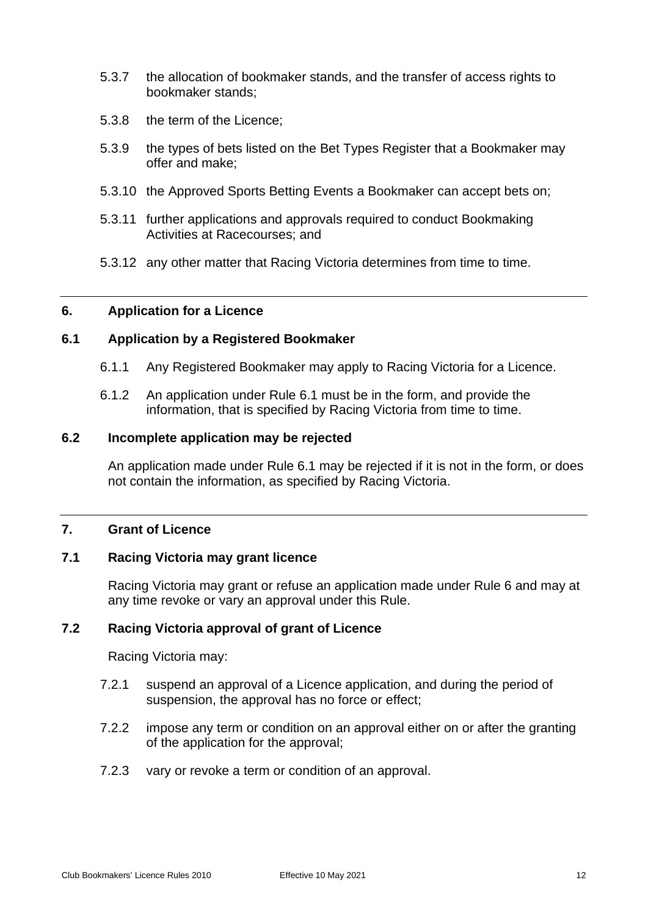5.3.7 the allocation of bookmaker stands, and the transfer of access rights to bookmaker stands;

5.3.8 the term of the Licence;

5.3.9 the types of bets listed on the Bet Types Register that a Bookmaker may offer and make;

5.3.10 the Approved Sports Betting Events a Bookmaker can accept bets on;

5.3.11 further applications and approvals required to conduct Bookmaking Activities at Racecourses; and

5.3.12 any other matter that Racing Victoria determines from time to time.

## 6. Application for a Licence

### 6.1 Application by a Registered Bookmaker

6.1.1 Any Registered Bookmaker may apply to Racing Victoria for a Licence.

6.1.2 An application under Rule 6.1 must be in the form, and provide the information, that is specified by Racing Victoria from time to time.

### 6.2 Incomplete application may be rejected

An application made under Rule 6.1 may be rejected if it is not in the form, or does not contain the information, as specified by Racing Victoria.

## 7. Grant of Licence

### 7.1 Racing Victoria may grant licence

Racing Victoria may grant or refuse an application made under Rule 6 and may at any time revoke or vary an approval under this Rule.

### 7.2 Racing Victoria approval of grant of Licence

Racing Victoria may:

7.2.1 suspend an approval of a Licence application, and during the period of suspension, the approval has no force or effect;

7.2.2 impose any term or condition on an approval either on or after the granting of the application for the approval;

7.2.3 vary or revoke a term or condition of an approval.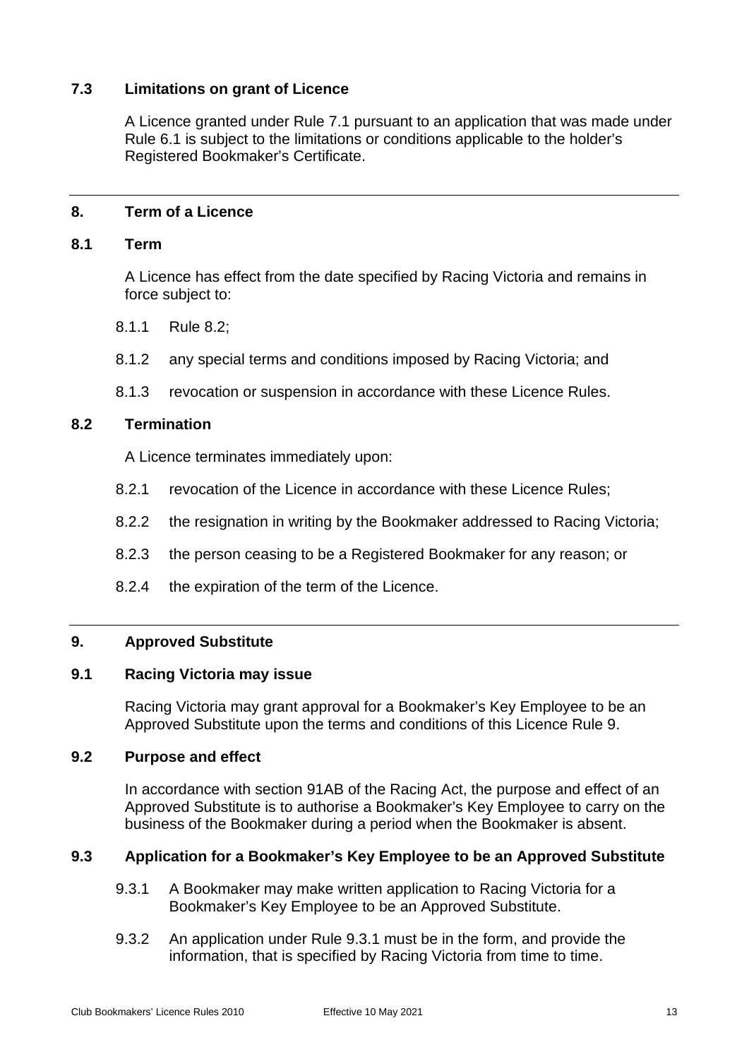### 7.3 Limitations on grant of Licence

A Licence granted under Rule 7.1 pursuant to an application that was made under Rule 6.1 is subject to the limitations or conditions applicable to the holder's Registered Bookmaker's Certificate.

---

## 8. Term of a Licence

### 8.1 Term

A Licence has effect from the date specified by Racing Victoria and remains in force subject to:

8.1.1 Rule 8.2;

8.1.2 any special terms and conditions imposed by Racing Victoria; and

8.1.3 revocation or suspension in accordance with these Licence Rules.

### 8.2 Termination

A Licence terminates immediately upon:

8.2.1 revocation of the Licence in accordance with these Licence Rules;

8.2.2 the resignation in writing by the Bookmaker addressed to Racing Victoria;

8.2.3 the person ceasing to be a Registered Bookmaker for any reason; or

8.2.4 the expiration of the term of the Licence.

---

## 9. Approved Substitute

### 9.1 Racing Victoria may issue

Racing Victoria may grant approval for a Bookmaker's Key Employee to be an Approved Substitute upon the terms and conditions of this Licence Rule 9.

### 9.2 Purpose and effect

In accordance with section 91AB of the Racing Act, the purpose and effect of an Approved Substitute is to authorise a Bookmaker's Key Employee to carry on the business of the Bookmaker during a period when the Bookmaker is absent.

### 9.3 Application for a Bookmaker's Key Employee to be an Approved Substitute

9.3.1 A Bookmaker may make written application to Racing Victoria for a Bookmaker's Key Employee to be an Approved Substitute.

9.3.2 An application under Rule 9.3.1 must be in the form, and provide the information, that is specified by Racing Victoria from time to time.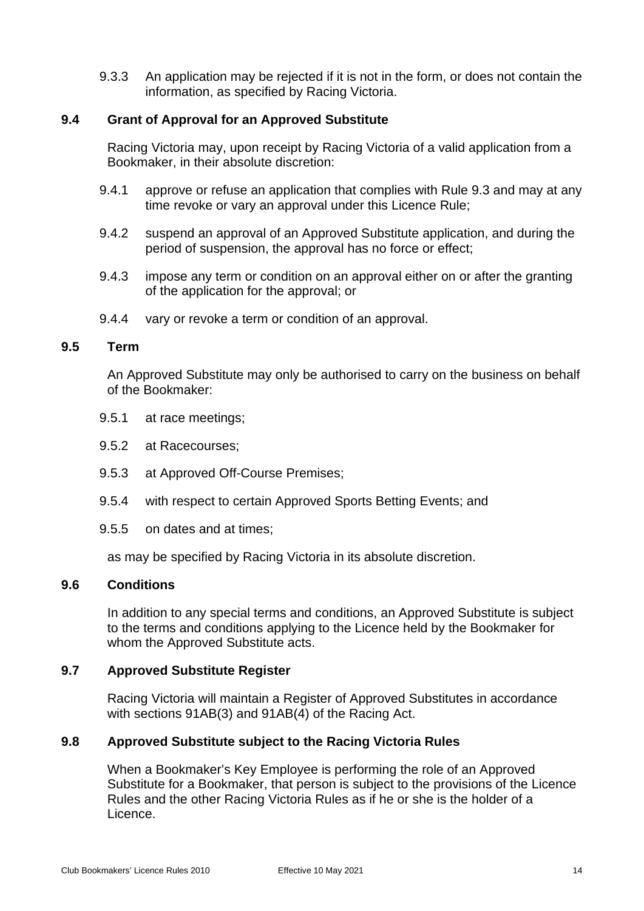9.3.3 An application may be rejected if it is not in the form, or does not contain the information, as specified by Racing Victoria.

### 9.4 Grant of Approval for an Approved Substitute

Racing Victoria may, upon receipt by Racing Victoria of a valid application from a Bookmaker, in their absolute discretion:

9.4.1 approve or refuse an application that complies with Rule 9.3 and may at any time revoke or vary an approval under this Licence Rule;

9.4.2 suspend an approval of an Approved Substitute application, and during the period of suspension, the approval has no force or effect;

9.4.3 impose any term or condition on an approval either on or after the granting of the application for the approval; or

9.4.4 vary or revoke a term or condition of an approval.

### 9.5 Term

An Approved Substitute may only be authorised to carry on the business on behalf of the Bookmaker:

9.5.1 at race meetings;

9.5.2 at Racecourses;

9.5.3 at Approved Off-Course Premises;

9.5.4 with respect to certain Approved Sports Betting Events; and

9.5.5 on dates and at times;

as may be specified by Racing Victoria in its absolute discretion.

### 9.6 Conditions

In addition to any special terms and conditions, an Approved Substitute is subject to the terms and conditions applying to the Licence held by the Bookmaker for whom the Approved Substitute acts.

### 9.7 Approved Substitute Register

Racing Victoria will maintain a Register of Approved Substitutes in accordance with sections 91AB(3) and 91AB(4) of the Racing Act.

### 9.8 Approved Substitute subject to the Racing Victoria Rules

When a Bookmaker's Key Employee is performing the role of an Approved Substitute for a Bookmaker, that person is subject to the provisions of the Licence Rules and the other Racing Victoria Rules as if he or she is the holder of a Licence.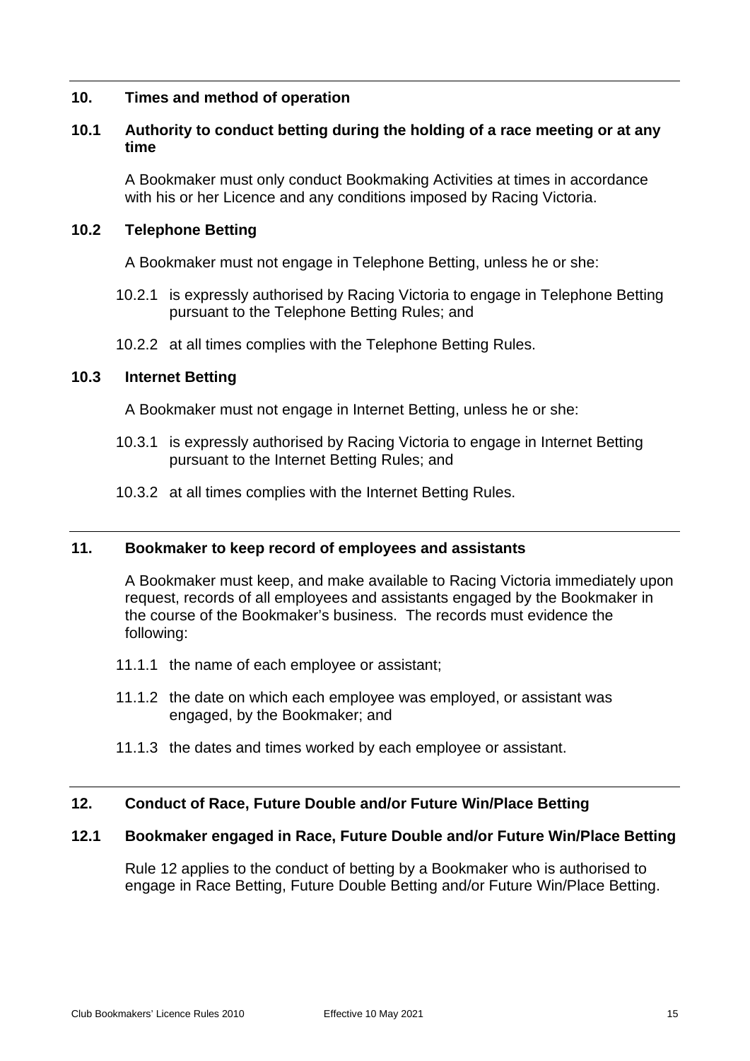## 10. Times and method of operation

### 10.1 Authority to conduct betting during the holding of a race meeting or at any time

A Bookmaker must only conduct Bookmaking Activities at times in accordance with his or her Licence and any conditions imposed by Racing Victoria.

### 10.2 Telephone Betting

A Bookmaker must not engage in Telephone Betting, unless he or she:

10.2.1 is expressly authorised by Racing Victoria to engage in Telephone Betting pursuant to the Telephone Betting Rules; and

10.2.2 at all times complies with the Telephone Betting Rules.

### 10.3 Internet Betting

A Bookmaker must not engage in Internet Betting, unless he or she:

10.3.1 is expressly authorised by Racing Victoria to engage in Internet Betting pursuant to the Internet Betting Rules; and

10.3.2 at all times complies with the Internet Betting Rules.

## 11. Bookmaker to keep record of employees and assistants

A Bookmaker must keep, and make available to Racing Victoria immediately upon request, records of all employees and assistants engaged by the Bookmaker in the course of the Bookmaker's business. The records must evidence the following:

11.1.1 the name of each employee or assistant;

11.1.2 the date on which each employee was employed, or assistant was engaged, by the Bookmaker; and

11.1.3 the dates and times worked by each employee or assistant.

## 12. Conduct of Race, Future Double and/or Future Win/Place Betting

### 12.1 Bookmaker engaged in Race, Future Double and/or Future Win/Place Betting

Rule 12 applies to the conduct of betting by a Bookmaker who is authorised to engage in Race Betting, Future Double Betting and/or Future Win/Place Betting.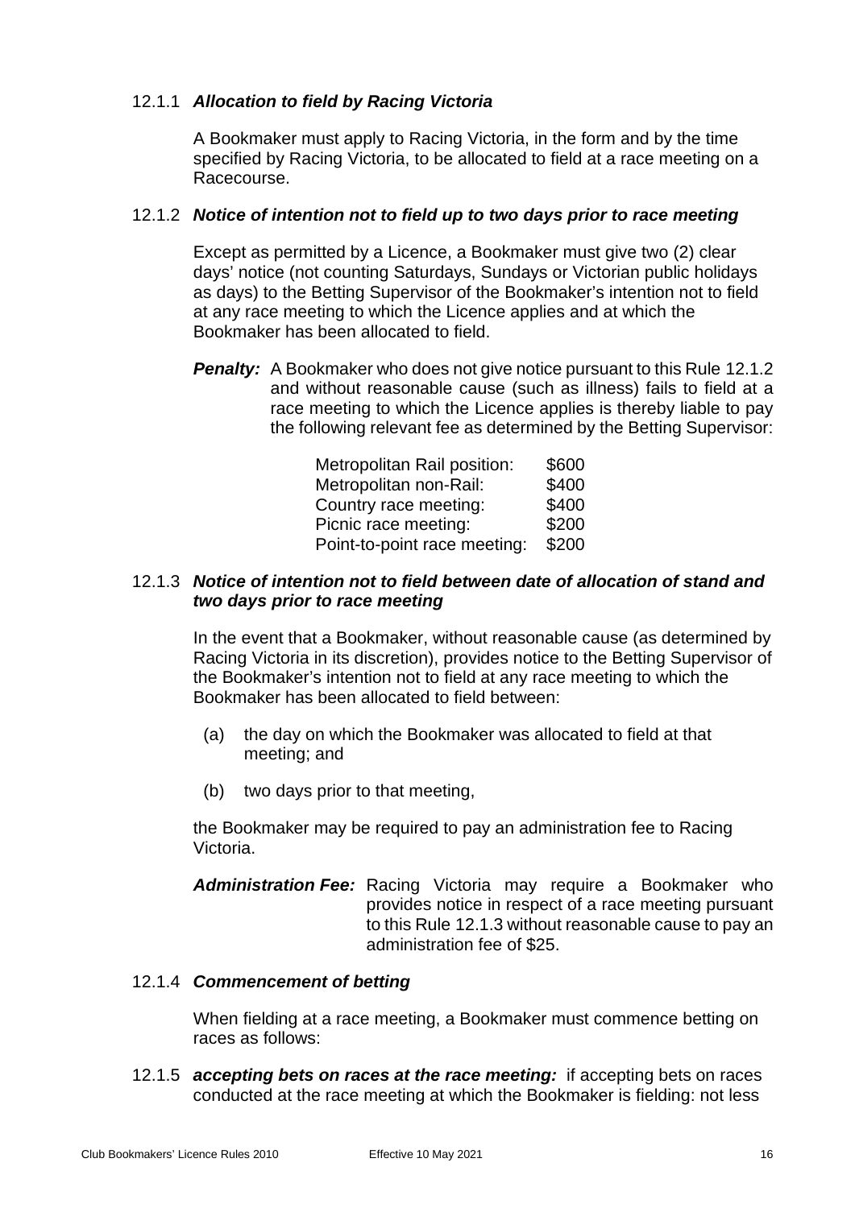#### 12.1.1 ***Allocation to field by Racing Victoria***

A Bookmaker must apply to Racing Victoria, in the form and by the time specified by Racing Victoria, to be allocated to field at a race meeting on a Racecourse.

#### 12.1.2 ***Notice of intention not to field up to two days prior to race meeting***

Except as permitted by a Licence, a Bookmaker must give two (2) clear days' notice (not counting Saturdays, Sundays or Victorian public holidays as days) to the Betting Supervisor of the Bookmaker's intention not to field at any race meeting to which the Licence applies and at which the Bookmaker has been allocated to field.

***Penalty:*** A Bookmaker who does not give notice pursuant to this Rule 12.1.2 and without reasonable cause (such as illness) fails to field at a race meeting to which the Licence applies is thereby liable to pay the following relevant fee as determined by the Betting Supervisor:

| | |
|---|---|
| Metropolitan Rail position: | $600 |
| Metropolitan non-Rail: | $400 |
| Country race meeting: | $400 |
| Picnic race meeting: | $200 |
| Point-to-point race meeting: | $200 |

#### 12.1.3 ***Notice of intention not to field between date of allocation of stand and two days prior to race meeting***

In the event that a Bookmaker, without reasonable cause (as determined by Racing Victoria in its discretion), provides notice to the Betting Supervisor of the Bookmaker's intention not to field at any race meeting to which the Bookmaker has been allocated to field between:

(a) the day on which the Bookmaker was allocated to field at that meeting; and

(b) two days prior to that meeting,

the Bookmaker may be required to pay an administration fee to Racing Victoria.

***Administration Fee:*** Racing Victoria may require a Bookmaker who provides notice in respect of a race meeting pursuant to this Rule 12.1.3 without reasonable cause to pay an administration fee of $25.

#### 12.1.4 ***Commencement of betting***

When fielding at a race meeting, a Bookmaker must commence betting on races as follows:

12.1.5 ***accepting bets on races at the race meeting:*** if accepting bets on races conducted at the race meeting at which the Bookmaker is fielding: not less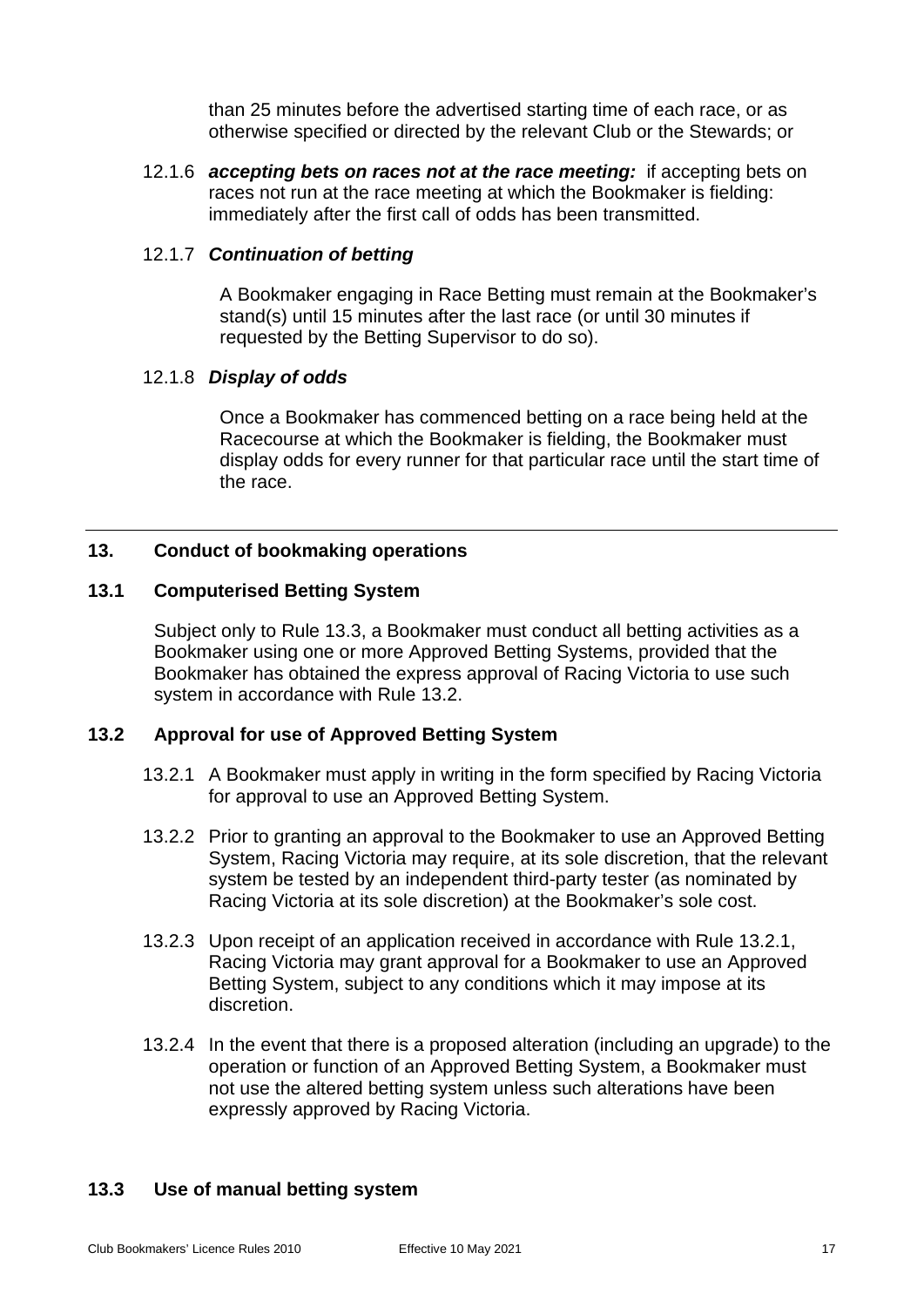than 25 minutes before the advertised starting time of each race, or as otherwise specified or directed by the relevant Club or the Stewards; or

12.1.6 ***accepting bets on races not at the race meeting:*** if accepting bets on races not run at the race meeting at which the Bookmaker is fielding: immediately after the first call of odds has been transmitted.

12.1.7 ***Continuation of betting***

A Bookmaker engaging in Race Betting must remain at the Bookmaker's stand(s) until 15 minutes after the last race (or until 30 minutes if requested by the Betting Supervisor to do so).

12.1.8 ***Display of odds***

Once a Bookmaker has commenced betting on a race being held at the Racecourse at which the Bookmaker is fielding, the Bookmaker must display odds for every runner for that particular race until the start time of the race.

---

## 13. Conduct of bookmaking operations

### 13.1 Computerised Betting System

Subject only to Rule 13.3, a Bookmaker must conduct all betting activities as a Bookmaker using one or more Approved Betting Systems, provided that the Bookmaker has obtained the express approval of Racing Victoria to use such system in accordance with Rule 13.2.

### 13.2 Approval for use of Approved Betting System

13.2.1 A Bookmaker must apply in writing in the form specified by Racing Victoria for approval to use an Approved Betting System.

13.2.2 Prior to granting an approval to the Bookmaker to use an Approved Betting System, Racing Victoria may require, at its sole discretion, that the relevant system be tested by an independent third-party tester (as nominated by Racing Victoria at its sole discretion) at the Bookmaker's sole cost.

13.2.3 Upon receipt of an application received in accordance with Rule 13.2.1, Racing Victoria may grant approval for a Bookmaker to use an Approved Betting System, subject to any conditions which it may impose at its discretion.

13.2.4 In the event that there is a proposed alteration (including an upgrade) to the operation or function of an Approved Betting System, a Bookmaker must not use the altered betting system unless such alterations have been expressly approved by Racing Victoria.

### 13.3 Use of manual betting system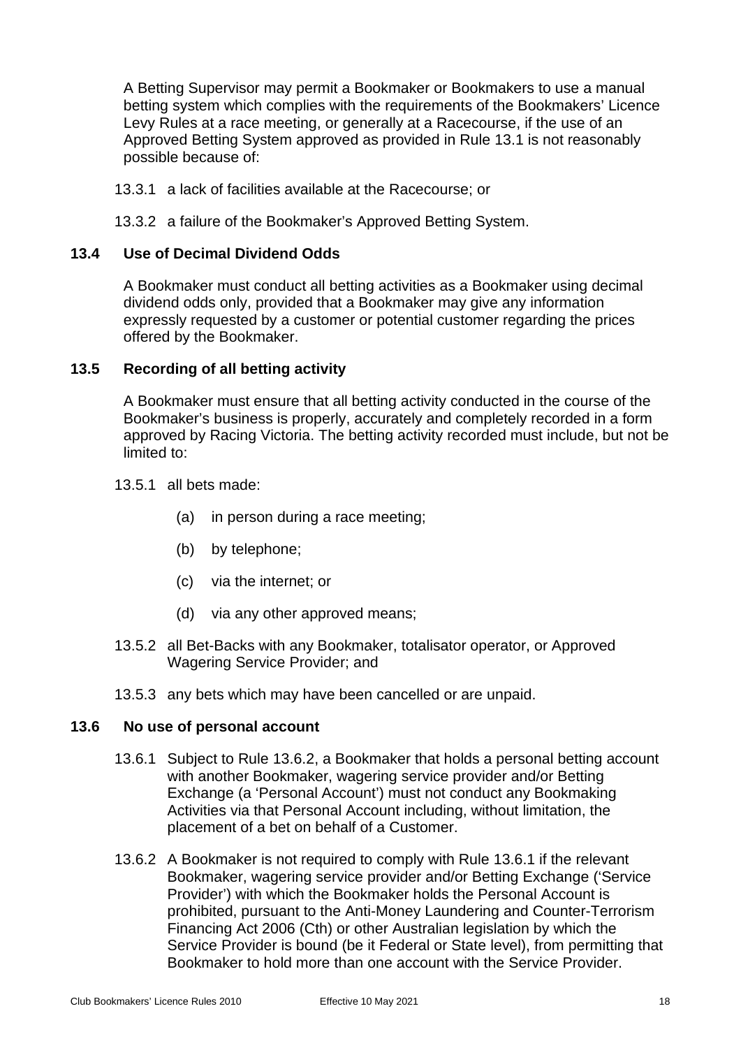A Betting Supervisor may permit a Bookmaker or Bookmakers to use a manual betting system which complies with the requirements of the Bookmakers' Licence Levy Rules at a race meeting, or generally at a Racecourse, if the use of an Approved Betting System approved as provided in Rule 13.1 is not reasonably possible because of:

13.3.1 a lack of facilities available at the Racecourse; or

13.3.2 a failure of the Bookmaker's Approved Betting System.

### 13.4 Use of Decimal Dividend Odds

A Bookmaker must conduct all betting activities as a Bookmaker using decimal dividend odds only, provided that a Bookmaker may give any information expressly requested by a customer or potential customer regarding the prices offered by the Bookmaker.

### 13.5 Recording of all betting activity

A Bookmaker must ensure that all betting activity conducted in the course of the Bookmaker's business is properly, accurately and completely recorded in a form approved by Racing Victoria. The betting activity recorded must include, but not be limited to:

13.5.1 all bets made:

(a) in person during a race meeting;

(b) by telephone;

(c) via the internet; or

(d) via any other approved means;

13.5.2 all Bet-Backs with any Bookmaker, totalisator operator, or Approved Wagering Service Provider; and

13.5.3 any bets which may have been cancelled or are unpaid.

### 13.6 No use of personal account

13.6.1 Subject to Rule 13.6.2, a Bookmaker that holds a personal betting account with another Bookmaker, wagering service provider and/or Betting Exchange (a 'Personal Account') must not conduct any Bookmaking Activities via that Personal Account including, without limitation, the placement of a bet on behalf of a Customer.

13.6.2 A Bookmaker is not required to comply with Rule 13.6.1 if the relevant Bookmaker, wagering service provider and/or Betting Exchange ('Service Provider') with which the Bookmaker holds the Personal Account is prohibited, pursuant to the Anti-Money Laundering and Counter-Terrorism Financing Act 2006 (Cth) or other Australian legislation by which the Service Provider is bound (be it Federal or State level), from permitting that Bookmaker to hold more than one account with the Service Provider.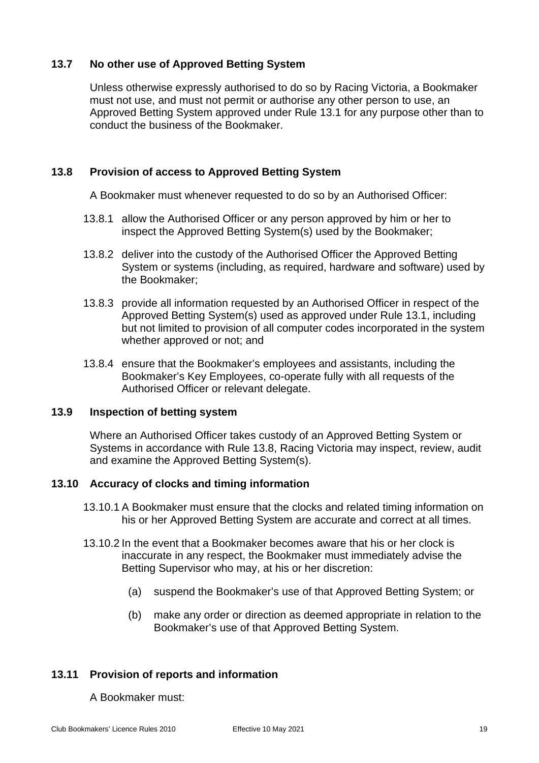### 13.7 No other use of Approved Betting System

Unless otherwise expressly authorised to do so by Racing Victoria, a Bookmaker must not use, and must not permit or authorise any other person to use, an Approved Betting System approved under Rule 13.1 for any purpose other than to conduct the business of the Bookmaker.

### 13.8 Provision of access to Approved Betting System

A Bookmaker must whenever requested to do so by an Authorised Officer:

13.8.1 allow the Authorised Officer or any person approved by him or her to inspect the Approved Betting System(s) used by the Bookmaker;

13.8.2 deliver into the custody of the Authorised Officer the Approved Betting System or systems (including, as required, hardware and software) used by the Bookmaker;

13.8.3 provide all information requested by an Authorised Officer in respect of the Approved Betting System(s) used as approved under Rule 13.1, including but not limited to provision of all computer codes incorporated in the system whether approved or not; and

13.8.4 ensure that the Bookmaker's employees and assistants, including the Bookmaker's Key Employees, co-operate fully with all requests of the Authorised Officer or relevant delegate.

### 13.9 Inspection of betting system

Where an Authorised Officer takes custody of an Approved Betting System or Systems in accordance with Rule 13.8, Racing Victoria may inspect, review, audit and examine the Approved Betting System(s).

### 13.10 Accuracy of clocks and timing information

13.10.1 A Bookmaker must ensure that the clocks and related timing information on his or her Approved Betting System are accurate and correct at all times.

13.10.2 In the event that a Bookmaker becomes aware that his or her clock is inaccurate in any respect, the Bookmaker must immediately advise the Betting Supervisor who may, at his or her discretion:

(a) suspend the Bookmaker's use of that Approved Betting System; or

(b) make any order or direction as deemed appropriate in relation to the Bookmaker's use of that Approved Betting System.

### 13.11 Provision of reports and information

A Bookmaker must: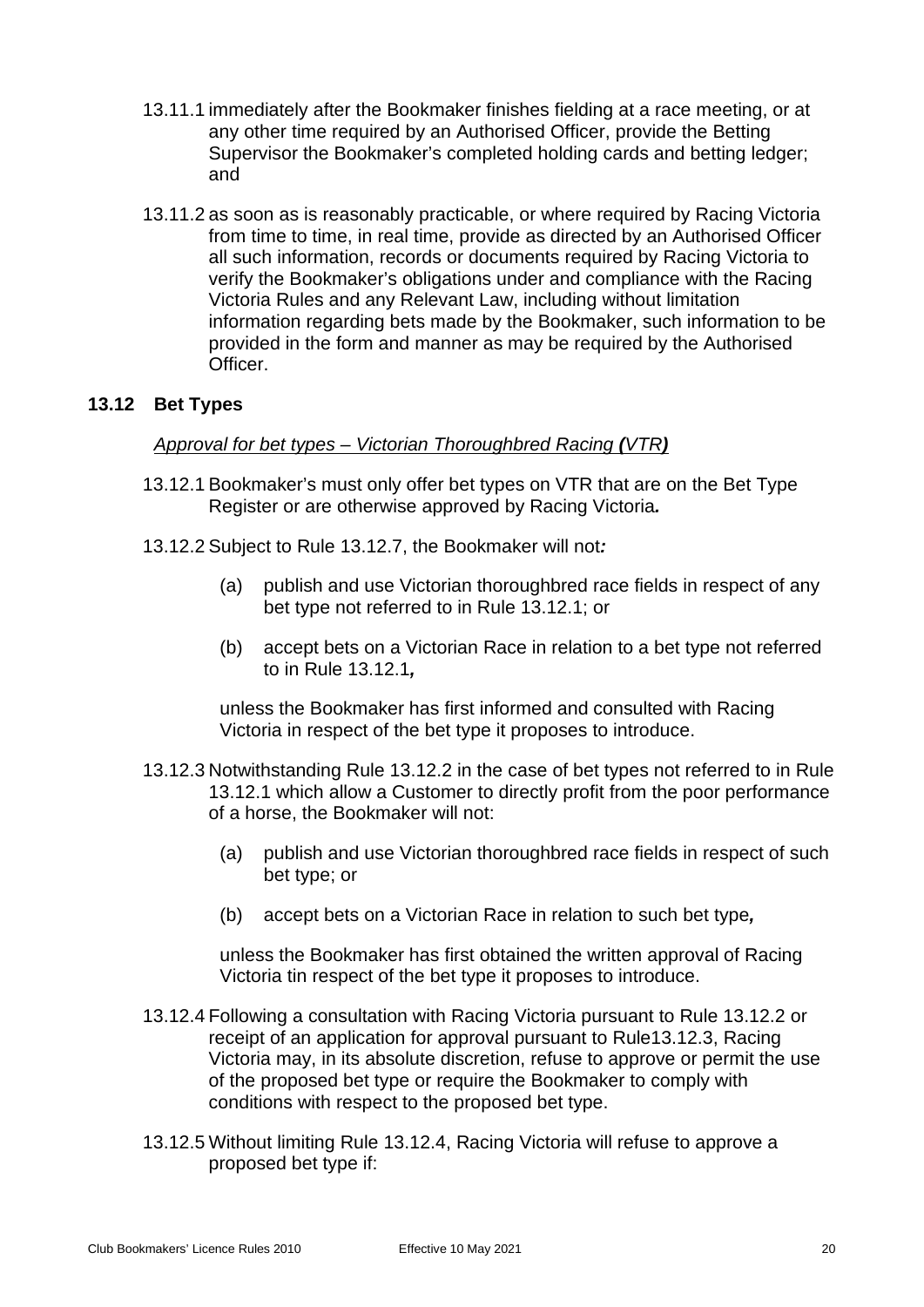13.11.1 immediately after the Bookmaker finishes fielding at a race meeting, or at any other time required by an Authorised Officer, provide the Betting Supervisor the Bookmaker's completed holding cards and betting ledger; and

13.11.2 as soon as is reasonably practicable, or where required by Racing Victoria from time to time, in real time, provide as directed by an Authorised Officer all such information, records or documents required by Racing Victoria to verify the Bookmaker's obligations under and compliance with the Racing Victoria Rules and any Relevant Law, including without limitation information regarding bets made by the Bookmaker, such information to be provided in the form and manner as may be required by the Authorised Officer.

### 13.12 Bet Types

*Approval for bet types – Victorian Thoroughbred Racing* ***(****VTR****)***

13.12.1 Bookmaker's must only offer bet types on VTR that are on the Bet Type Register or are otherwise approved by Racing Victoria***.***

13.12.2 Subject to Rule 13.12.7, the Bookmaker will not***:***

(a) publish and use Victorian thoroughbred race fields in respect of any bet type not referred to in Rule 13.12.1; or

(b) accept bets on a Victorian Race in relation to a bet type not referred to in Rule 13.12.1***,***

unless the Bookmaker has first informed and consulted with Racing Victoria in respect of the bet type it proposes to introduce.

13.12.3 Notwithstanding Rule 13.12.2 in the case of bet types not referred to in Rule 13.12.1 which allow a Customer to directly profit from the poor performance of a horse, the Bookmaker will not:

(a) publish and use Victorian thoroughbred race fields in respect of such bet type; or

(b) accept bets on a Victorian Race in relation to such bet type***,***

unless the Bookmaker has first obtained the written approval of Racing Victoria tin respect of the bet type it proposes to introduce.

13.12.4 Following a consultation with Racing Victoria pursuant to Rule 13.12.2 or receipt of an application for approval pursuant to Rule13.12.3, Racing Victoria may, in its absolute discretion, refuse to approve or permit the use of the proposed bet type or require the Bookmaker to comply with conditions with respect to the proposed bet type.

13.12.5 Without limiting Rule 13.12.4, Racing Victoria will refuse to approve a proposed bet type if: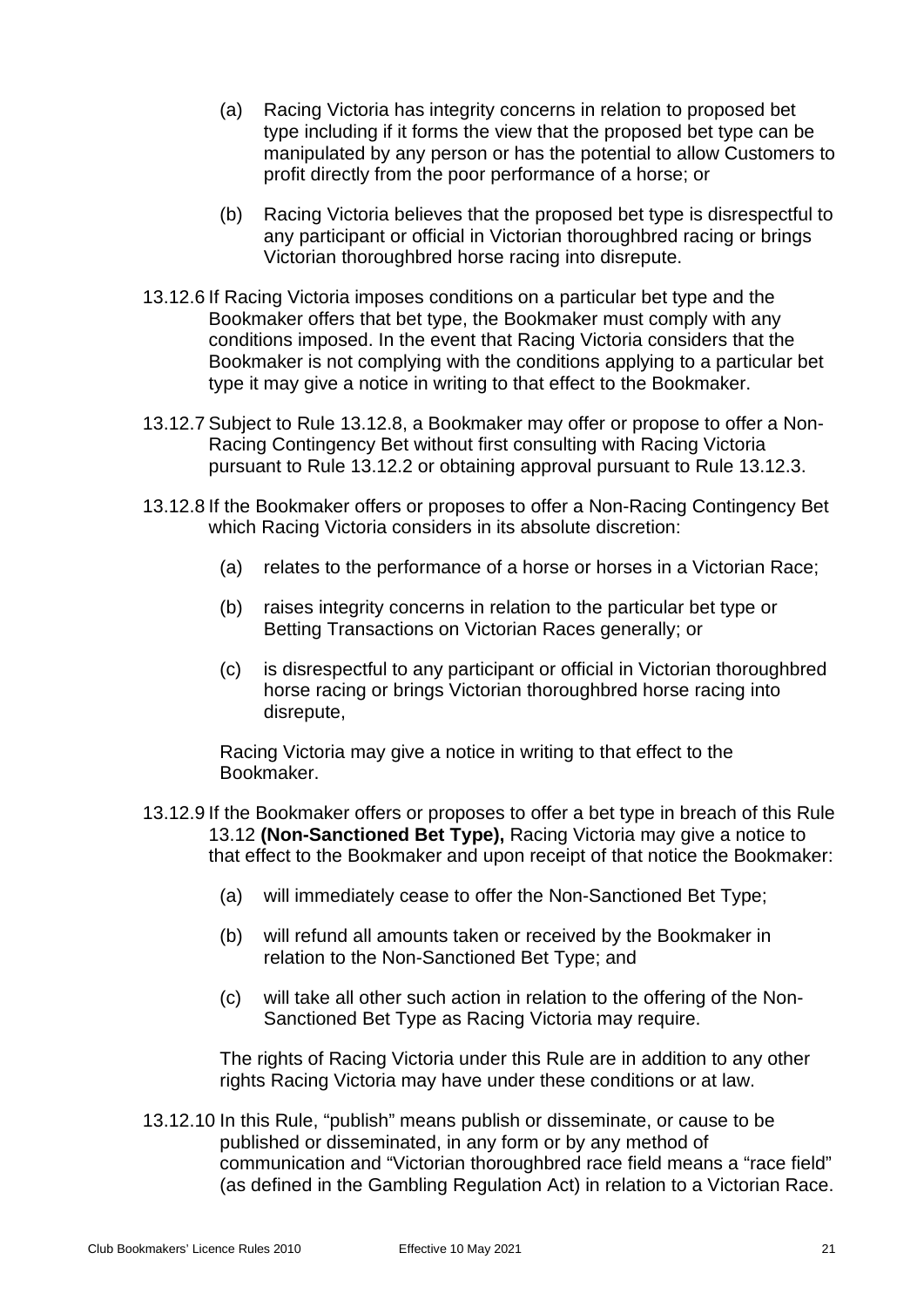(a) Racing Victoria has integrity concerns in relation to proposed bet type including if it forms the view that the proposed bet type can be manipulated by any person or has the potential to allow Customers to profit directly from the poor performance of a horse; or

(b) Racing Victoria believes that the proposed bet type is disrespectful to any participant or official in Victorian thoroughbred racing or brings Victorian thoroughbred horse racing into disrepute.

13.12.6 If Racing Victoria imposes conditions on a particular bet type and the Bookmaker offers that bet type, the Bookmaker must comply with any conditions imposed. In the event that Racing Victoria considers that the Bookmaker is not complying with the conditions applying to a particular bet type it may give a notice in writing to that effect to the Bookmaker.

13.12.7 Subject to Rule 13.12.8, a Bookmaker may offer or propose to offer a Non-Racing Contingency Bet without first consulting with Racing Victoria pursuant to Rule 13.12.2 or obtaining approval pursuant to Rule 13.12.3.

13.12.8 If the Bookmaker offers or proposes to offer a Non-Racing Contingency Bet which Racing Victoria considers in its absolute discretion:

(a) relates to the performance of a horse or horses in a Victorian Race;

(b) raises integrity concerns in relation to the particular bet type or Betting Transactions on Victorian Races generally; or

(c) is disrespectful to any participant or official in Victorian thoroughbred horse racing or brings Victorian thoroughbred horse racing into disrepute,

Racing Victoria may give a notice in writing to that effect to the Bookmaker.

13.12.9 If the Bookmaker offers or proposes to offer a bet type in breach of this Rule 13.12 **(Non-Sanctioned Bet Type),** Racing Victoria may give a notice to that effect to the Bookmaker and upon receipt of that notice the Bookmaker:

(a) will immediately cease to offer the Non-Sanctioned Bet Type;

(b) will refund all amounts taken or received by the Bookmaker in relation to the Non-Sanctioned Bet Type; and

(c) will take all other such action in relation to the offering of the Non-Sanctioned Bet Type as Racing Victoria may require.

The rights of Racing Victoria under this Rule are in addition to any other rights Racing Victoria may have under these conditions or at law.

13.12.10 In this Rule, "publish" means publish or disseminate, or cause to be published or disseminated, in any form or by any method of communication and "Victorian thoroughbred race field means a "race field" (as defined in the Gambling Regulation Act) in relation to a Victorian Race.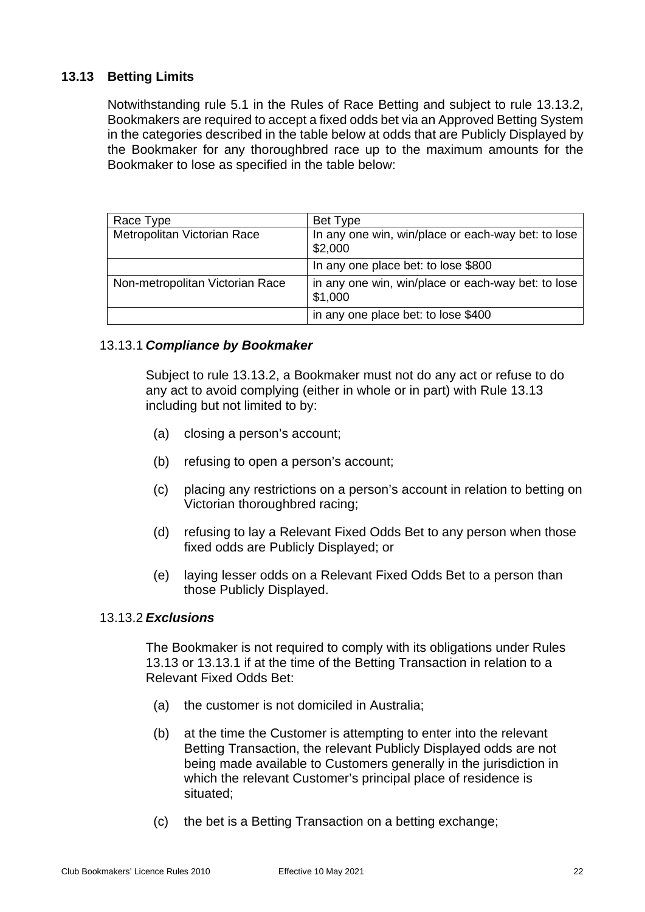## 13.13 Betting Limits

Notwithstanding rule 5.1 in the Rules of Race Betting and subject to rule 13.13.2, Bookmakers are required to accept a fixed odds bet via an Approved Betting System in the categories described in the table below at odds that are Publicly Displayed by the Bookmaker for any thoroughbred race up to the maximum amounts for the Bookmaker to lose as specified in the table below:

| Race Type | Bet Type |
|---|---|
| Metropolitan Victorian Race | In any one win, win/place or each-way bet: to lose $2,000 |
| | In any one place bet: to lose $800 |
| Non-metropolitan Victorian Race | in any one win, win/place or each-way bet: to lose $1,000 |
| | in any one place bet: to lose $400 |

### 13.13.1 *Compliance by Bookmaker*

Subject to rule 13.13.2, a Bookmaker must not do any act or refuse to do any act to avoid complying (either in whole or in part) with Rule 13.13 including but not limited to by:

(a) closing a person's account;

(b) refusing to open a person's account;

(c) placing any restrictions on a person's account in relation to betting on Victorian thoroughbred racing;

(d) refusing to lay a Relevant Fixed Odds Bet to any person when those fixed odds are Publicly Displayed; or

(e) laying lesser odds on a Relevant Fixed Odds Bet to a person than those Publicly Displayed.

### 13.13.2 *Exclusions*

The Bookmaker is not required to comply with its obligations under Rules 13.13 or 13.13.1 if at the time of the Betting Transaction in relation to a Relevant Fixed Odds Bet:

(a) the customer is not domiciled in Australia;

(b) at the time the Customer is attempting to enter into the relevant Betting Transaction, the relevant Publicly Displayed odds are not being made available to Customers generally in the jurisdiction in which the relevant Customer's principal place of residence is situated;

(c) the bet is a Betting Transaction on a betting exchange;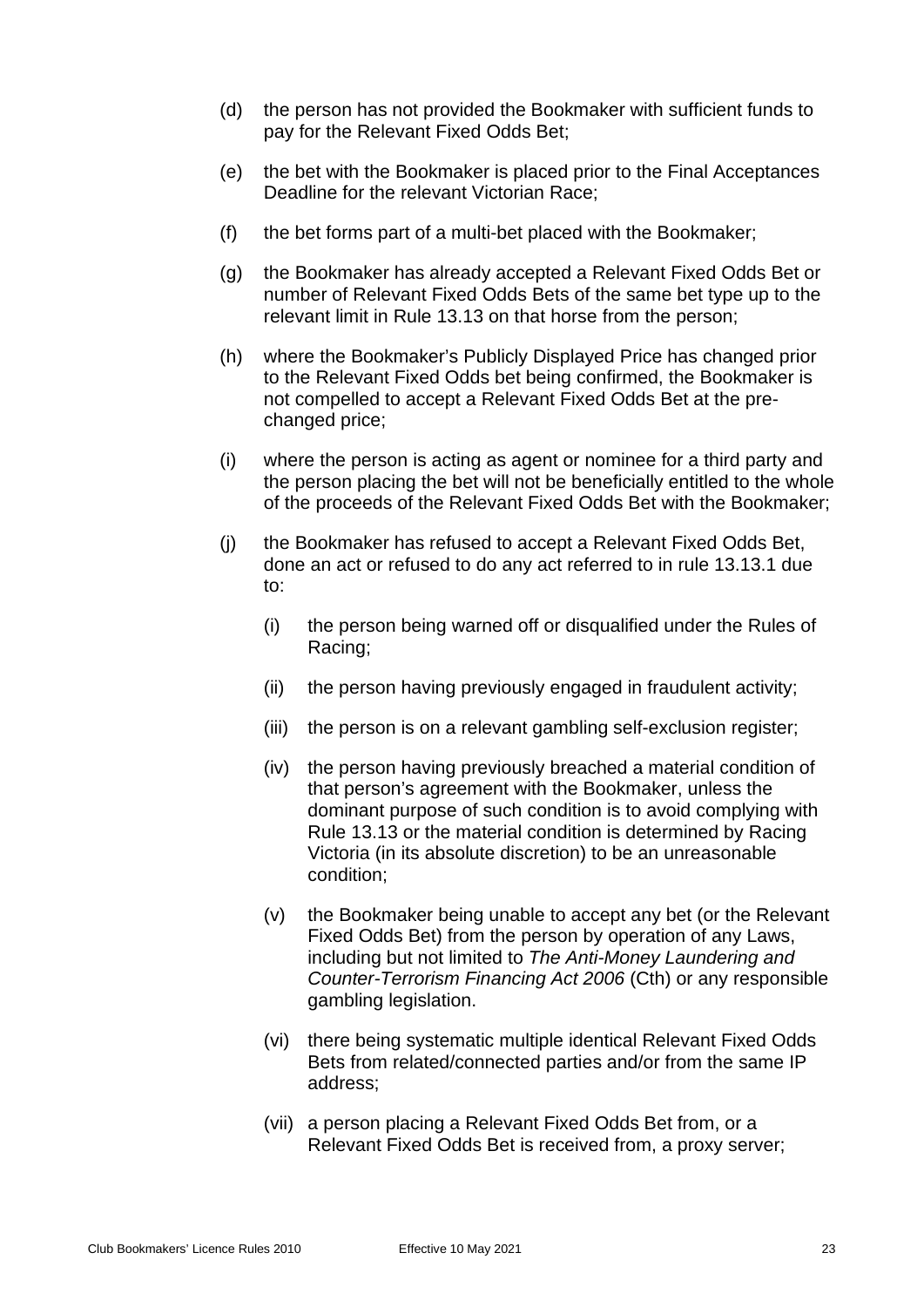(d) the person has not provided the Bookmaker with sufficient funds to pay for the Relevant Fixed Odds Bet;

(e) the bet with the Bookmaker is placed prior to the Final Acceptances Deadline for the relevant Victorian Race;

(f) the bet forms part of a multi-bet placed with the Bookmaker;

(g) the Bookmaker has already accepted a Relevant Fixed Odds Bet or number of Relevant Fixed Odds Bets of the same bet type up to the relevant limit in Rule 13.13 on that horse from the person;

(h) where the Bookmaker's Publicly Displayed Price has changed prior to the Relevant Fixed Odds bet being confirmed, the Bookmaker is not compelled to accept a Relevant Fixed Odds Bet at the pre-changed price;

(i) where the person is acting as agent or nominee for a third party and the person placing the bet will not be beneficially entitled to the whole of the proceeds of the Relevant Fixed Odds Bet with the Bookmaker;

(j) the Bookmaker has refused to accept a Relevant Fixed Odds Bet, done an act or refused to do any act referred to in rule 13.13.1 due to:

   (i) the person being warned off or disqualified under the Rules of Racing;

   (ii) the person having previously engaged in fraudulent activity;

   (iii) the person is on a relevant gambling self-exclusion register;

   (iv) the person having previously breached a material condition of that person's agreement with the Bookmaker, unless the dominant purpose of such condition is to avoid complying with Rule 13.13 or the material condition is determined by Racing Victoria (in its absolute discretion) to be an unreasonable condition;

   (v) the Bookmaker being unable to accept any bet (or the Relevant Fixed Odds Bet) from the person by operation of any Laws, including but not limited to *The Anti-Money Laundering and Counter-Terrorism Financing Act 2006* (Cth) or any responsible gambling legislation.

   (vi) there being systematic multiple identical Relevant Fixed Odds Bets from related/connected parties and/or from the same IP address;

   (vii) a person placing a Relevant Fixed Odds Bet from, or a Relevant Fixed Odds Bet is received from, a proxy server;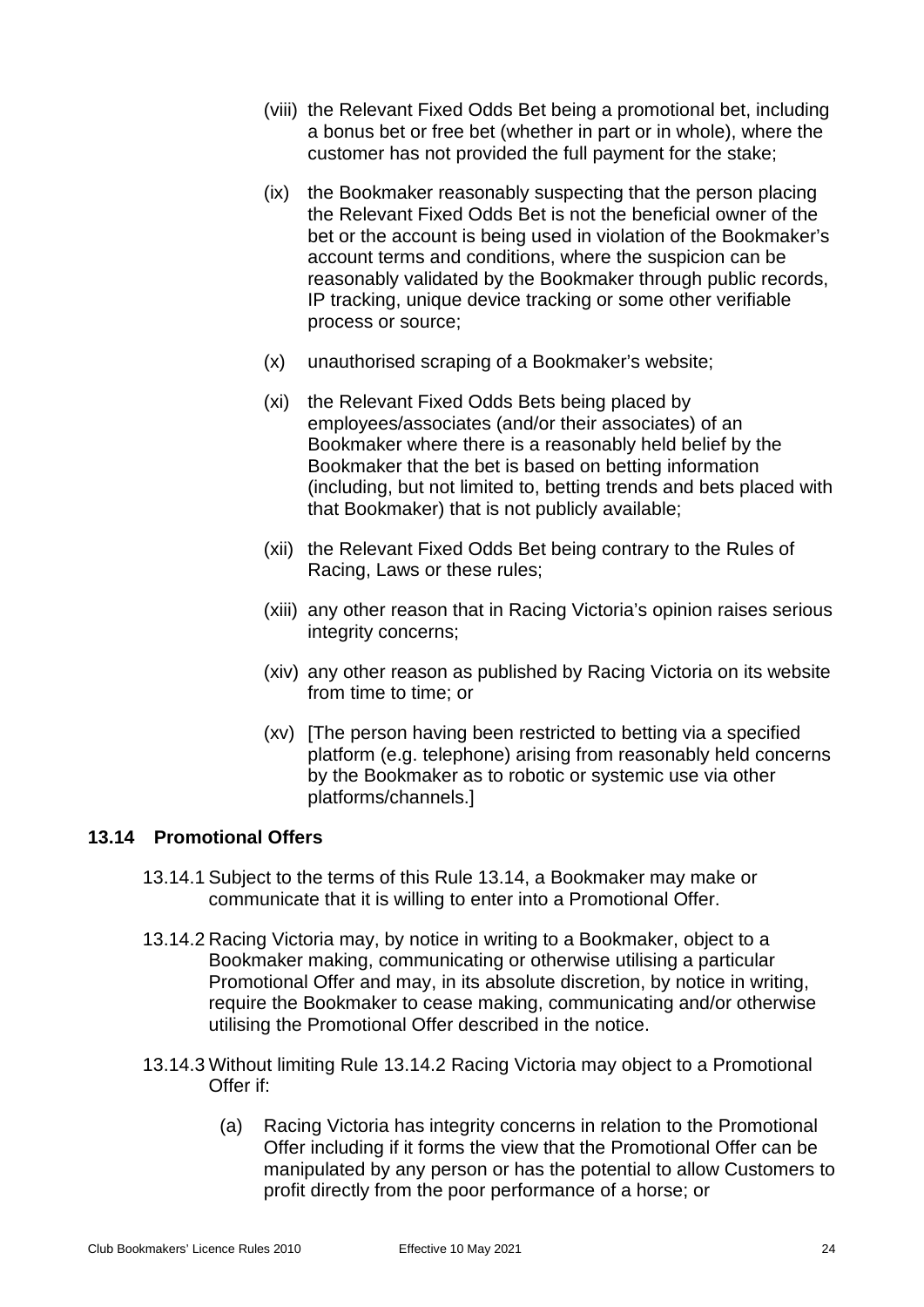(viii) the Relevant Fixed Odds Bet being a promotional bet, including a bonus bet or free bet (whether in part or in whole), where the customer has not provided the full payment for the stake;

(ix) the Bookmaker reasonably suspecting that the person placing the Relevant Fixed Odds Bet is not the beneficial owner of the bet or the account is being used in violation of the Bookmaker's account terms and conditions, where the suspicion can be reasonably validated by the Bookmaker through public records, IP tracking, unique device tracking or some other verifiable process or source;

(x) unauthorised scraping of a Bookmaker's website;

(xi) the Relevant Fixed Odds Bets being placed by employees/associates (and/or their associates) of an Bookmaker where there is a reasonably held belief by the Bookmaker that the bet is based on betting information (including, but not limited to, betting trends and bets placed with that Bookmaker) that is not publicly available;

(xii) the Relevant Fixed Odds Bet being contrary to the Rules of Racing, Laws or these rules;

(xiii) any other reason that in Racing Victoria's opinion raises serious integrity concerns;

(xiv) any other reason as published by Racing Victoria on its website from time to time; or

(xv) [The person having been restricted to betting via a specified platform (e.g. telephone) arising from reasonably held concerns by the Bookmaker as to robotic or systemic use via other platforms/channels.]

### 13.14 Promotional Offers

13.14.1 Subject to the terms of this Rule 13.14, a Bookmaker may make or communicate that it is willing to enter into a Promotional Offer.

13.14.2 Racing Victoria may, by notice in writing to a Bookmaker, object to a Bookmaker making, communicating or otherwise utilising a particular Promotional Offer and may, in its absolute discretion, by notice in writing, require the Bookmaker to cease making, communicating and/or otherwise utilising the Promotional Offer described in the notice.

13.14.3 Without limiting Rule 13.14.2 Racing Victoria may object to a Promotional Offer if:

(a) Racing Victoria has integrity concerns in relation to the Promotional Offer including if it forms the view that the Promotional Offer can be manipulated by any person or has the potential to allow Customers to profit directly from the poor performance of a horse; or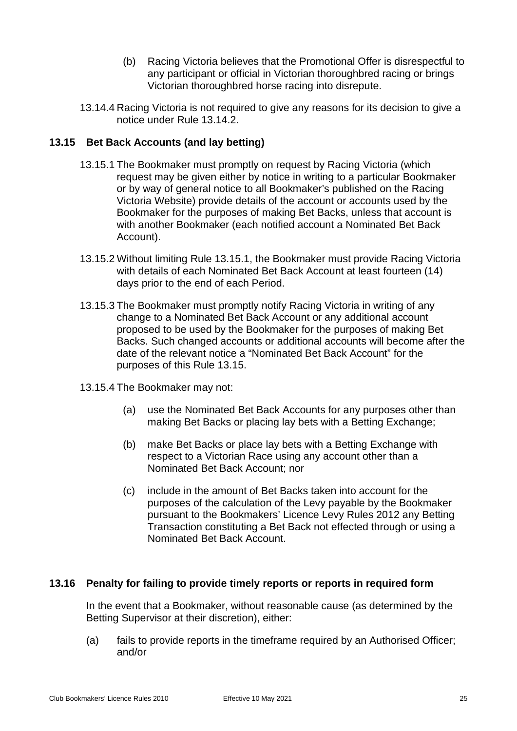(b) Racing Victoria believes that the Promotional Offer is disrespectful to any participant or official in Victorian thoroughbred racing or brings Victorian thoroughbred horse racing into disrepute.

13.14.4 Racing Victoria is not required to give any reasons for its decision to give a notice under Rule 13.14.2.

### 13.15 Bet Back Accounts (and lay betting)

13.15.1 The Bookmaker must promptly on request by Racing Victoria (which request may be given either by notice in writing to a particular Bookmaker or by way of general notice to all Bookmaker's published on the Racing Victoria Website) provide details of the account or accounts used by the Bookmaker for the purposes of making Bet Backs, unless that account is with another Bookmaker (each notified account a Nominated Bet Back Account).

13.15.2 Without limiting Rule 13.15.1, the Bookmaker must provide Racing Victoria with details of each Nominated Bet Back Account at least fourteen (14) days prior to the end of each Period.

13.15.3 The Bookmaker must promptly notify Racing Victoria in writing of any change to a Nominated Bet Back Account or any additional account proposed to be used by the Bookmaker for the purposes of making Bet Backs. Such changed accounts or additional accounts will become after the date of the relevant notice a "Nominated Bet Back Account" for the purposes of this Rule 13.15.

13.15.4 The Bookmaker may not:

(a) use the Nominated Bet Back Accounts for any purposes other than making Bet Backs or placing lay bets with a Betting Exchange;

(b) make Bet Backs or place lay bets with a Betting Exchange with respect to a Victorian Race using any account other than a Nominated Bet Back Account; nor

(c) include in the amount of Bet Backs taken into account for the purposes of the calculation of the Levy payable by the Bookmaker pursuant to the Bookmakers' Licence Levy Rules 2012 any Betting Transaction constituting a Bet Back not effected through or using a Nominated Bet Back Account.

### 13.16 Penalty for failing to provide timely reports or reports in required form

In the event that a Bookmaker, without reasonable cause (as determined by the Betting Supervisor at their discretion), either:

(a) fails to provide reports in the timeframe required by an Authorised Officer; and/or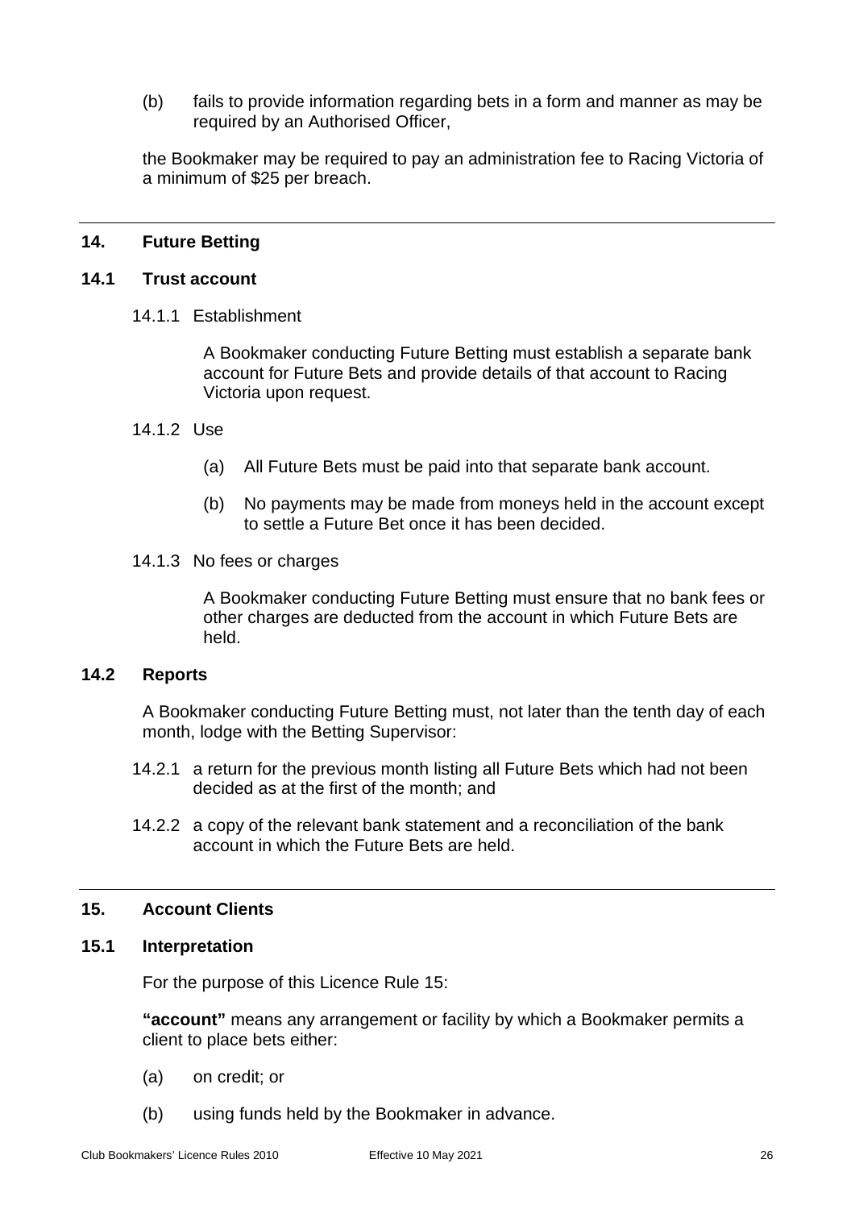(b) fails to provide information regarding bets in a form and manner as may be required by an Authorised Officer,

the Bookmaker may be required to pay an administration fee to Racing Victoria of a minimum of $25 per breach.

---

## 14. Future Betting

### 14.1 Trust account

14.1.1 Establishment

A Bookmaker conducting Future Betting must establish a separate bank account for Future Bets and provide details of that account to Racing Victoria upon request.

14.1.2 Use

(a) All Future Bets must be paid into that separate bank account.

(b) No payments may be made from moneys held in the account except to settle a Future Bet once it has been decided.

14.1.3 No fees or charges

A Bookmaker conducting Future Betting must ensure that no bank fees or other charges are deducted from the account in which Future Bets are held.

### 14.2 Reports

A Bookmaker conducting Future Betting must, not later than the tenth day of each month, lodge with the Betting Supervisor:

14.2.1 a return for the previous month listing all Future Bets which had not been decided as at the first of the month; and

14.2.2 a copy of the relevant bank statement and a reconciliation of the bank account in which the Future Bets are held.

---

## 15. Account Clients

### 15.1 Interpretation

For the purpose of this Licence Rule 15:

**"account"** means any arrangement or facility by which a Bookmaker permits a client to place bets either:

(a) on credit; or

(b) using funds held by the Bookmaker in advance.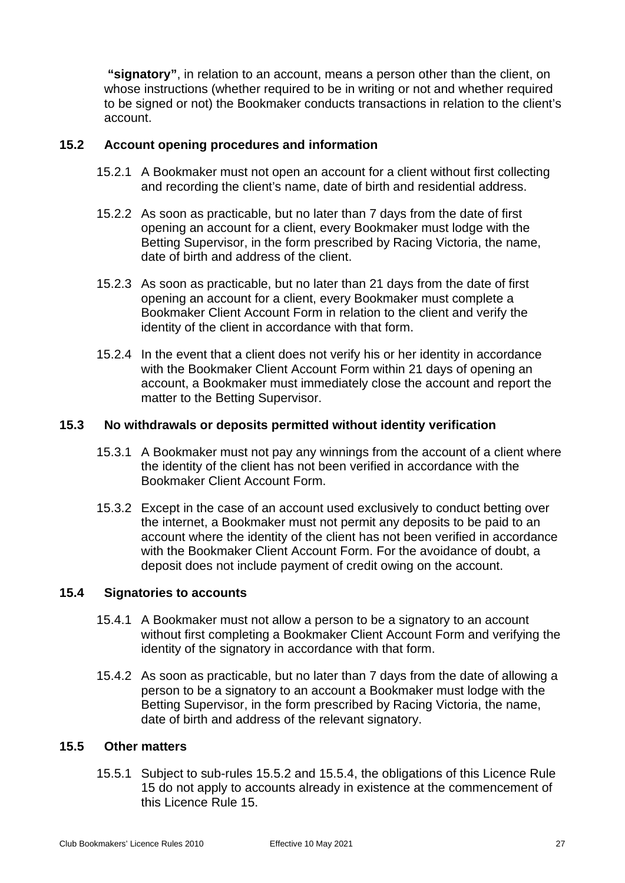**"signatory"**, in relation to an account, means a person other than the client, on whose instructions (whether required to be in writing or not and whether required to be signed or not) the Bookmaker conducts transactions in relation to the client's account.

### 15.2 Account opening procedures and information

15.2.1 A Bookmaker must not open an account for a client without first collecting and recording the client's name, date of birth and residential address.

15.2.2 As soon as practicable, but no later than 7 days from the date of first opening an account for a client, every Bookmaker must lodge with the Betting Supervisor, in the form prescribed by Racing Victoria, the name, date of birth and address of the client.

15.2.3 As soon as practicable, but no later than 21 days from the date of first opening an account for a client, every Bookmaker must complete a Bookmaker Client Account Form in relation to the client and verify the identity of the client in accordance with that form.

15.2.4 In the event that a client does not verify his or her identity in accordance with the Bookmaker Client Account Form within 21 days of opening an account, a Bookmaker must immediately close the account and report the matter to the Betting Supervisor.

### 15.3 No withdrawals or deposits permitted without identity verification

15.3.1 A Bookmaker must not pay any winnings from the account of a client where the identity of the client has not been verified in accordance with the Bookmaker Client Account Form.

15.3.2 Except in the case of an account used exclusively to conduct betting over the internet, a Bookmaker must not permit any deposits to be paid to an account where the identity of the client has not been verified in accordance with the Bookmaker Client Account Form. For the avoidance of doubt, a deposit does not include payment of credit owing on the account.

### 15.4 Signatories to accounts

15.4.1 A Bookmaker must not allow a person to be a signatory to an account without first completing a Bookmaker Client Account Form and verifying the identity of the signatory in accordance with that form.

15.4.2 As soon as practicable, but no later than 7 days from the date of allowing a person to be a signatory to an account a Bookmaker must lodge with the Betting Supervisor, in the form prescribed by Racing Victoria, the name, date of birth and address of the relevant signatory.

### 15.5 Other matters

15.5.1 Subject to sub-rules 15.5.2 and 15.5.4, the obligations of this Licence Rule 15 do not apply to accounts already in existence at the commencement of this Licence Rule 15.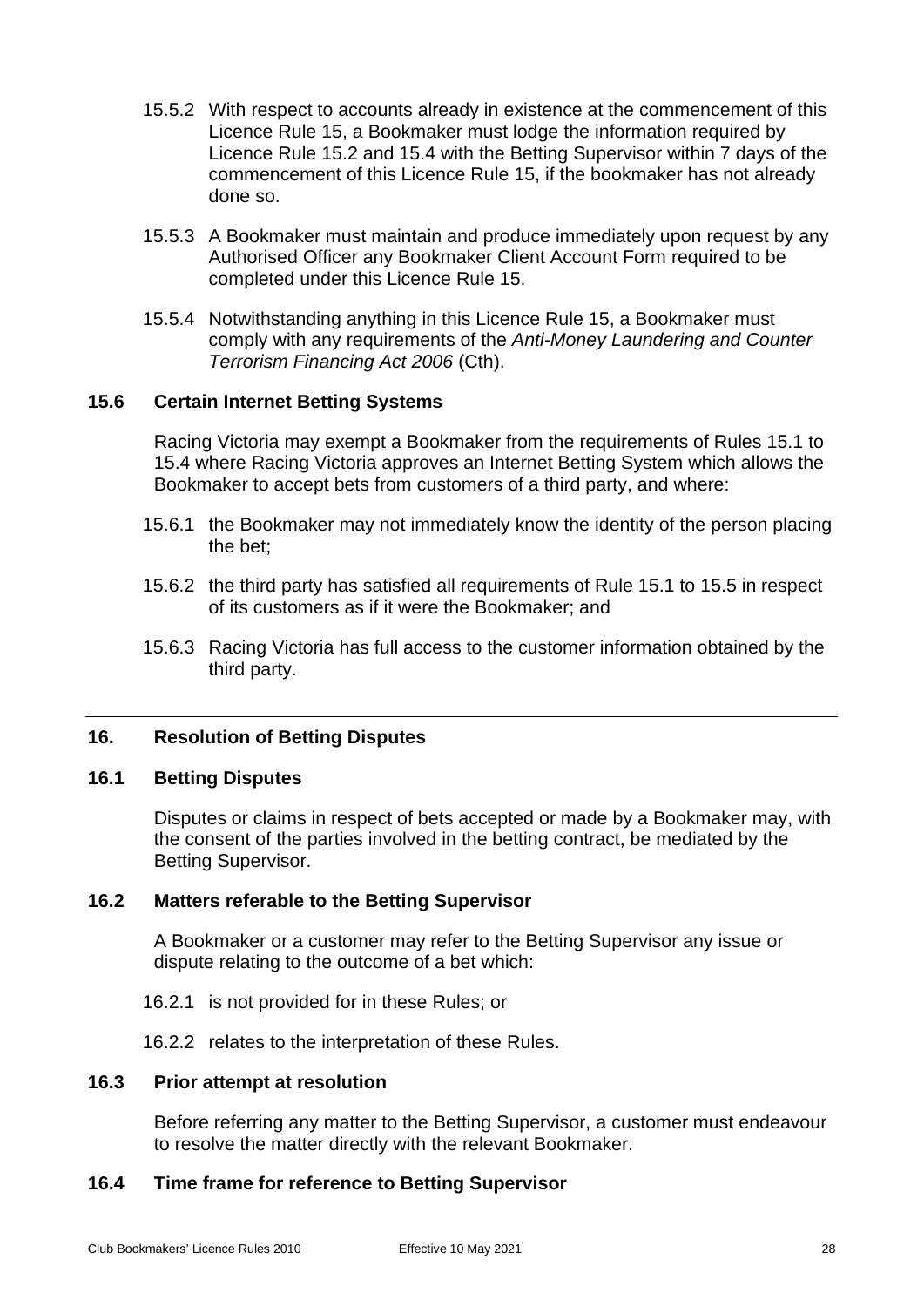15.5.2 With respect to accounts already in existence at the commencement of this Licence Rule 15, a Bookmaker must lodge the information required by Licence Rule 15.2 and 15.4 with the Betting Supervisor within 7 days of the commencement of this Licence Rule 15, if the bookmaker has not already done so.

15.5.3 A Bookmaker must maintain and produce immediately upon request by any Authorised Officer any Bookmaker Client Account Form required to be completed under this Licence Rule 15.

15.5.4 Notwithstanding anything in this Licence Rule 15, a Bookmaker must comply with any requirements of the *Anti-Money Laundering and Counter Terrorism Financing Act 2006* (Cth).

### 15.6 Certain Internet Betting Systems

Racing Victoria may exempt a Bookmaker from the requirements of Rules 15.1 to 15.4 where Racing Victoria approves an Internet Betting System which allows the Bookmaker to accept bets from customers of a third party, and where:

15.6.1 the Bookmaker may not immediately know the identity of the person placing the bet;

15.6.2 the third party has satisfied all requirements of Rule 15.1 to 15.5 in respect of its customers as if it were the Bookmaker; and

15.6.3 Racing Victoria has full access to the customer information obtained by the third party.

---

## 16. Resolution of Betting Disputes

### 16.1 Betting Disputes

Disputes or claims in respect of bets accepted or made by a Bookmaker may, with the consent of the parties involved in the betting contract, be mediated by the Betting Supervisor.

### 16.2 Matters referable to the Betting Supervisor

A Bookmaker or a customer may refer to the Betting Supervisor any issue or dispute relating to the outcome of a bet which:

16.2.1 is not provided for in these Rules; or

16.2.2 relates to the interpretation of these Rules.

### 16.3 Prior attempt at resolution

Before referring any matter to the Betting Supervisor, a customer must endeavour to resolve the matter directly with the relevant Bookmaker.

### 16.4 Time frame for reference to Betting Supervisor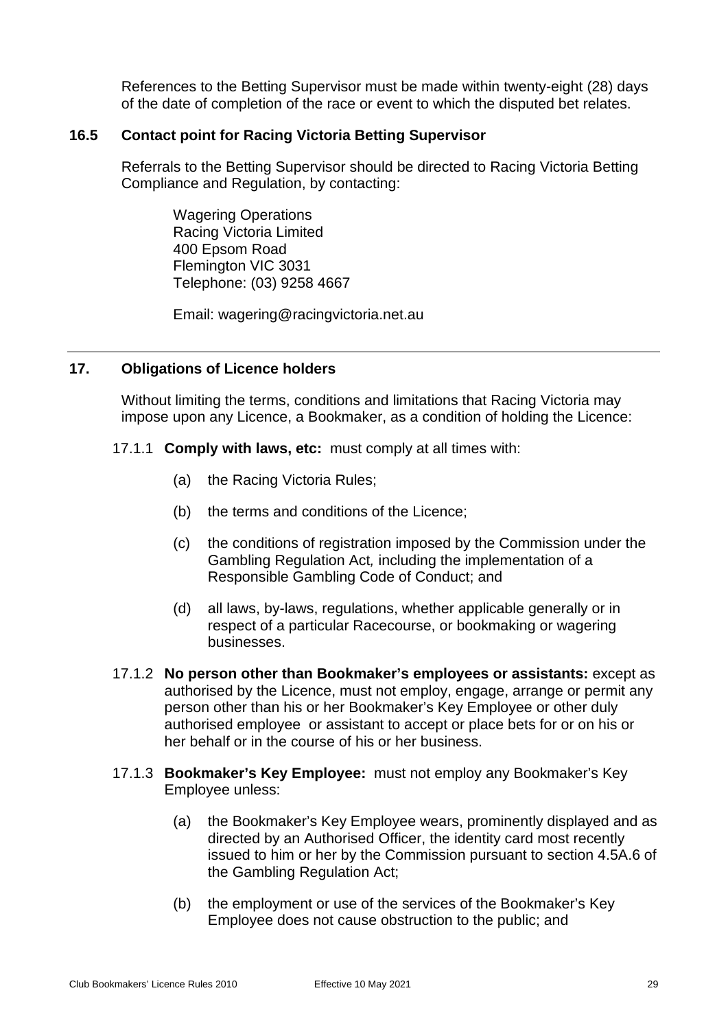References to the Betting Supervisor must be made within twenty-eight (28) days of the date of completion of the race or event to which the disputed bet relates.

### 16.5 Contact point for Racing Victoria Betting Supervisor

Referrals to the Betting Supervisor should be directed to Racing Victoria Betting Compliance and Regulation, by contacting:

Wagering Operations
Racing Victoria Limited
400 Epsom Road
Flemington VIC 3031
Telephone: (03) 9258 4667

Email: wagering@racingvictoria.net.au

---

## 17. Obligations of Licence holders

Without limiting the terms, conditions and limitations that Racing Victoria may impose upon any Licence, a Bookmaker, as a condition of holding the Licence:

17.1.1 **Comply with laws, etc:** must comply at all times with:

(a) the Racing Victoria Rules;

(b) the terms and conditions of the Licence;

(c) the conditions of registration imposed by the Commission under the Gambling Regulation Act*,* including the implementation of a Responsible Gambling Code of Conduct; and

(d) all laws, by-laws, regulations, whether applicable generally or in respect of a particular Racecourse, or bookmaking or wagering businesses.

17.1.2 **No person other than Bookmaker's employees or assistants:** except as authorised by the Licence, must not employ, engage, arrange or permit any person other than his or her Bookmaker's Key Employee or other duly authorised employee or assistant to accept or place bets for or on his or her behalf or in the course of his or her business.

17.1.3 **Bookmaker's Key Employee:** must not employ any Bookmaker's Key Employee unless:

(a) the Bookmaker's Key Employee wears, prominently displayed and as directed by an Authorised Officer, the identity card most recently issued to him or her by the Commission pursuant to section 4.5A.6 of the Gambling Regulation Act;

(b) the employment or use of the services of the Bookmaker's Key Employee does not cause obstruction to the public; and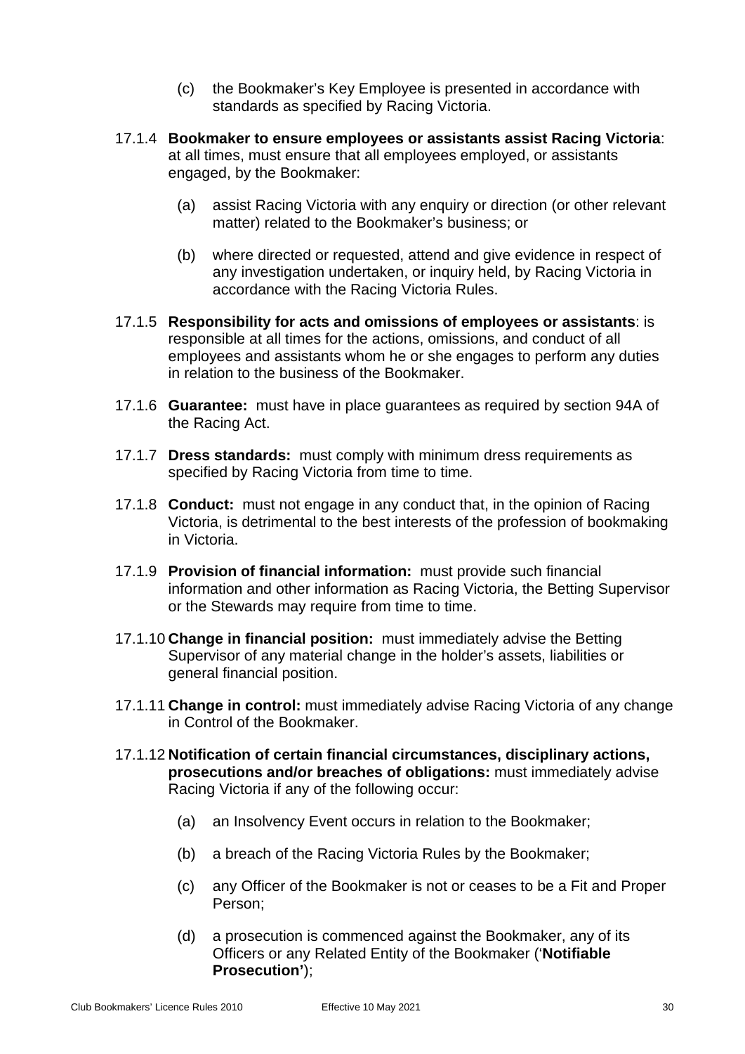(c) the Bookmaker's Key Employee is presented in accordance with standards as specified by Racing Victoria.

17.1.4 **Bookmaker to ensure employees or assistants assist Racing Victoria**: at all times, must ensure that all employees employed, or assistants engaged, by the Bookmaker:

(a) assist Racing Victoria with any enquiry or direction (or other relevant matter) related to the Bookmaker's business; or

(b) where directed or requested, attend and give evidence in respect of any investigation undertaken, or inquiry held, by Racing Victoria in accordance with the Racing Victoria Rules.

17.1.5 **Responsibility for acts and omissions of employees or assistants**: is responsible at all times for the actions, omissions, and conduct of all employees and assistants whom he or she engages to perform any duties in relation to the business of the Bookmaker.

17.1.6 **Guarantee:** must have in place guarantees as required by section 94A of the Racing Act.

17.1.7 **Dress standards:** must comply with minimum dress requirements as specified by Racing Victoria from time to time.

17.1.8 **Conduct:** must not engage in any conduct that, in the opinion of Racing Victoria, is detrimental to the best interests of the profession of bookmaking in Victoria.

17.1.9 **Provision of financial information:** must provide such financial information and other information as Racing Victoria, the Betting Supervisor or the Stewards may require from time to time.

17.1.10 **Change in financial position:** must immediately advise the Betting Supervisor of any material change in the holder's assets, liabilities or general financial position.

17.1.11 **Change in control:** must immediately advise Racing Victoria of any change in Control of the Bookmaker.

17.1.12 **Notification of certain financial circumstances, disciplinary actions, prosecutions and/or breaches of obligations:** must immediately advise Racing Victoria if any of the following occur:

(a) an Insolvency Event occurs in relation to the Bookmaker;

(b) a breach of the Racing Victoria Rules by the Bookmaker;

(c) any Officer of the Bookmaker is not or ceases to be a Fit and Proper Person;

(d) a prosecution is commenced against the Bookmaker, any of its Officers or any Related Entity of the Bookmaker ('**Notifiable Prosecution'**);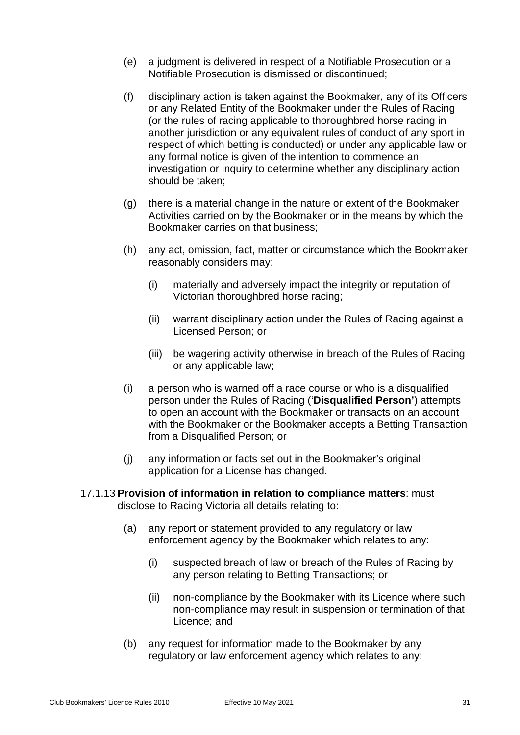(e) a judgment is delivered in respect of a Notifiable Prosecution or a Notifiable Prosecution is dismissed or discontinued;

(f) disciplinary action is taken against the Bookmaker, any of its Officers or any Related Entity of the Bookmaker under the Rules of Racing (or the rules of racing applicable to thoroughbred horse racing in another jurisdiction or any equivalent rules of conduct of any sport in respect of which betting is conducted) or under any applicable law or any formal notice is given of the intention to commence an investigation or inquiry to determine whether any disciplinary action should be taken;

(g) there is a material change in the nature or extent of the Bookmaker Activities carried on by the Bookmaker or in the means by which the Bookmaker carries on that business;

(h) any act, omission, fact, matter or circumstance which the Bookmaker reasonably considers may:

   (i) materially and adversely impact the integrity or reputation of Victorian thoroughbred horse racing;

   (ii) warrant disciplinary action under the Rules of Racing against a Licensed Person; or

   (iii) be wagering activity otherwise in breach of the Rules of Racing or any applicable law;

(i) a person who is warned off a race course or who is a disqualified person under the Rules of Racing ('**Disqualified Person'**) attempts to open an account with the Bookmaker or transacts on an account with the Bookmaker or the Bookmaker accepts a Betting Transaction from a Disqualified Person; or

(j) any information or facts set out in the Bookmaker's original application for a License has changed.

17.1.13 **Provision of information in relation to compliance matters**: must disclose to Racing Victoria all details relating to:

(a) any report or statement provided to any regulatory or law enforcement agency by the Bookmaker which relates to any:

   (i) suspected breach of law or breach of the Rules of Racing by any person relating to Betting Transactions; or

   (ii) non-compliance by the Bookmaker with its Licence where such non-compliance may result in suspension or termination of that Licence; and

(b) any request for information made to the Bookmaker by any regulatory or law enforcement agency which relates to any: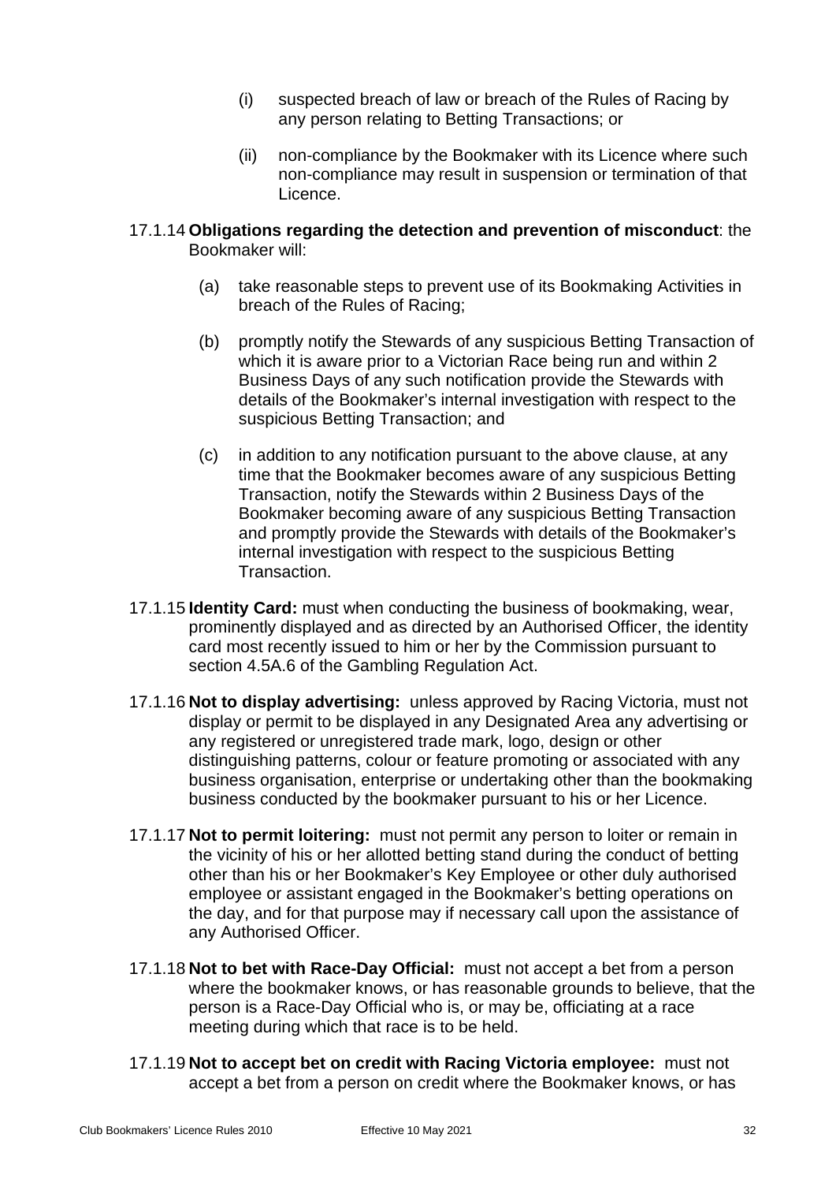(i) suspected breach of law or breach of the Rules of Racing by any person relating to Betting Transactions; or

(ii) non-compliance by the Bookmaker with its Licence where such non-compliance may result in suspension or termination of that Licence.

17.1.14 **Obligations regarding the detection and prevention of misconduct**: the Bookmaker will:

(a) take reasonable steps to prevent use of its Bookmaking Activities in breach of the Rules of Racing;

(b) promptly notify the Stewards of any suspicious Betting Transaction of which it is aware prior to a Victorian Race being run and within 2 Business Days of any such notification provide the Stewards with details of the Bookmaker's internal investigation with respect to the suspicious Betting Transaction; and

(c) in addition to any notification pursuant to the above clause, at any time that the Bookmaker becomes aware of any suspicious Betting Transaction, notify the Stewards within 2 Business Days of the Bookmaker becoming aware of any suspicious Betting Transaction and promptly provide the Stewards with details of the Bookmaker's internal investigation with respect to the suspicious Betting Transaction.

17.1.15 **Identity Card:** must when conducting the business of bookmaking, wear, prominently displayed and as directed by an Authorised Officer, the identity card most recently issued to him or her by the Commission pursuant to section 4.5A.6 of the Gambling Regulation Act.

17.1.16 **Not to display advertising:** unless approved by Racing Victoria, must not display or permit to be displayed in any Designated Area any advertising or any registered or unregistered trade mark, logo, design or other distinguishing patterns, colour or feature promoting or associated with any business organisation, enterprise or undertaking other than the bookmaking business conducted by the bookmaker pursuant to his or her Licence.

17.1.17 **Not to permit loitering:** must not permit any person to loiter or remain in the vicinity of his or her allotted betting stand during the conduct of betting other than his or her Bookmaker's Key Employee or other duly authorised employee or assistant engaged in the Bookmaker's betting operations on the day, and for that purpose may if necessary call upon the assistance of any Authorised Officer.

17.1.18 **Not to bet with Race-Day Official:** must not accept a bet from a person where the bookmaker knows, or has reasonable grounds to believe, that the person is a Race-Day Official who is, or may be, officiating at a race meeting during which that race is to be held.

17.1.19 **Not to accept bet on credit with Racing Victoria employee:** must not accept a bet from a person on credit where the Bookmaker knows, or has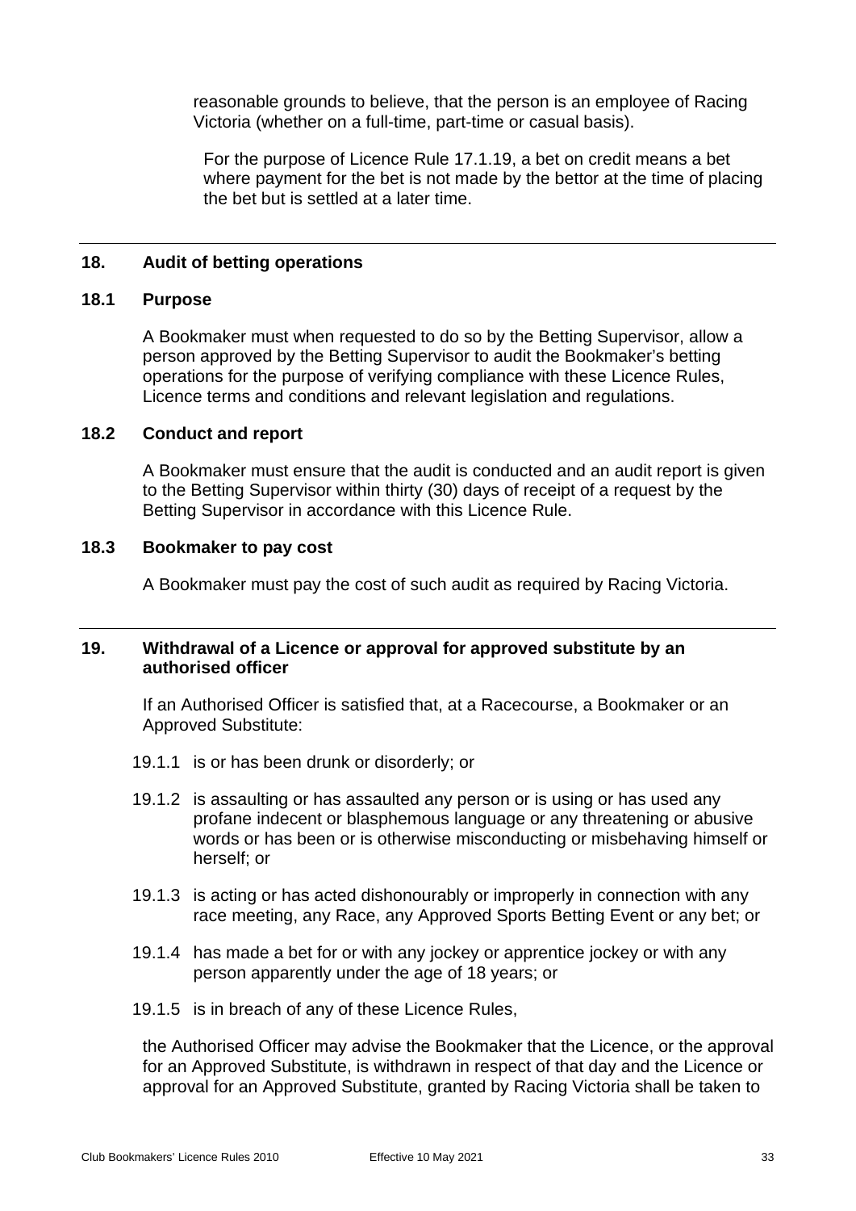reasonable grounds to believe, that the person is an employee of Racing Victoria (whether on a full-time, part-time or casual basis).

For the purpose of Licence Rule 17.1.19, a bet on credit means a bet where payment for the bet is not made by the bettor at the time of placing the bet but is settled at a later time.

## 18. Audit of betting operations

### 18.1 Purpose

A Bookmaker must when requested to do so by the Betting Supervisor, allow a person approved by the Betting Supervisor to audit the Bookmaker's betting operations for the purpose of verifying compliance with these Licence Rules, Licence terms and conditions and relevant legislation and regulations.

### 18.2 Conduct and report

A Bookmaker must ensure that the audit is conducted and an audit report is given to the Betting Supervisor within thirty (30) days of receipt of a request by the Betting Supervisor in accordance with this Licence Rule.

### 18.3 Bookmaker to pay cost

A Bookmaker must pay the cost of such audit as required by Racing Victoria.

## 19. Withdrawal of a Licence or approval for approved substitute by an authorised officer

If an Authorised Officer is satisfied that, at a Racecourse, a Bookmaker or an Approved Substitute:

19.1.1 is or has been drunk or disorderly; or

19.1.2 is assaulting or has assaulted any person or is using or has used any profane indecent or blasphemous language or any threatening or abusive words or has been or is otherwise misconducting or misbehaving himself or herself; or

19.1.3 is acting or has acted dishonourably or improperly in connection with any race meeting, any Race, any Approved Sports Betting Event or any bet; or

19.1.4 has made a bet for or with any jockey or apprentice jockey or with any person apparently under the age of 18 years; or

19.1.5 is in breach of any of these Licence Rules,

the Authorised Officer may advise the Bookmaker that the Licence, or the approval for an Approved Substitute, is withdrawn in respect of that day and the Licence or approval for an Approved Substitute, granted by Racing Victoria shall be taken to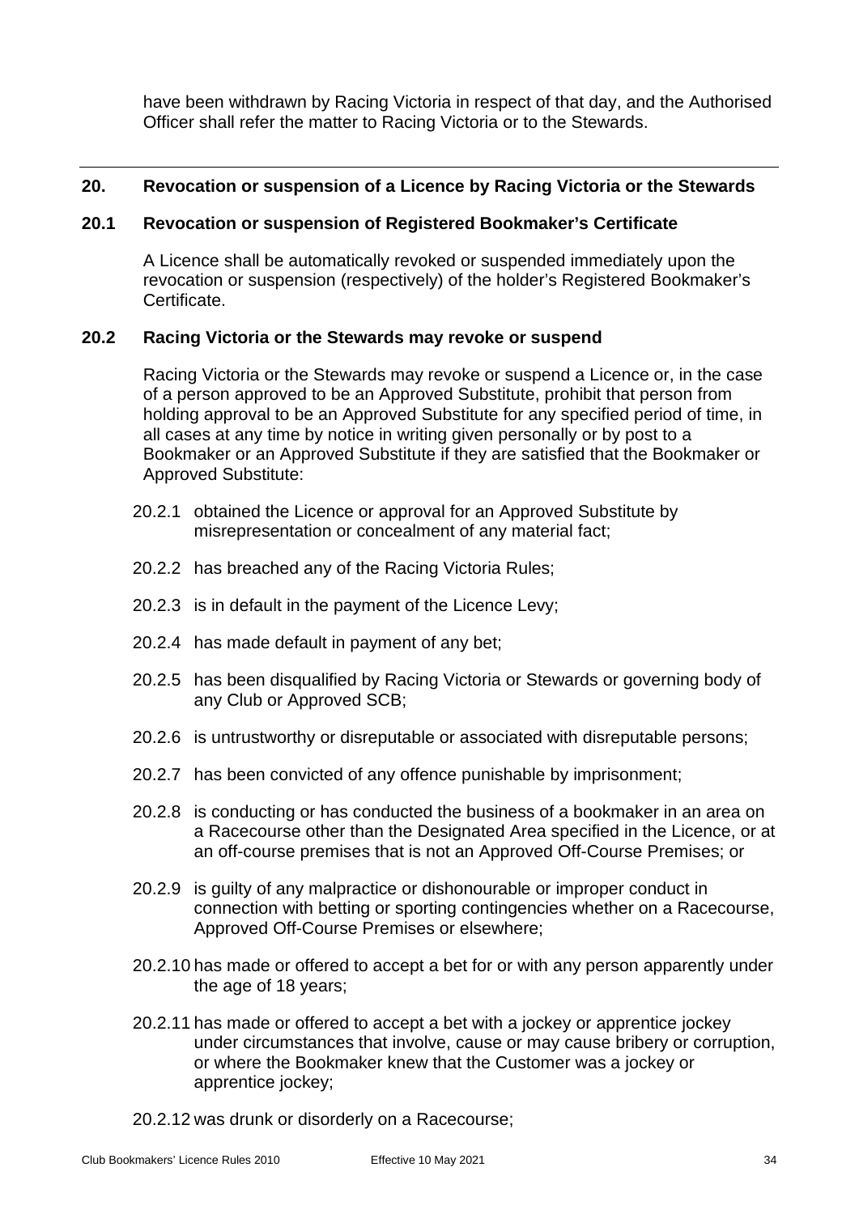have been withdrawn by Racing Victoria in respect of that day, and the Authorised Officer shall refer the matter to Racing Victoria or to the Stewards.

---

## 20. Revocation or suspension of a Licence by Racing Victoria or the Stewards

### 20.1 Revocation or suspension of Registered Bookmaker's Certificate

A Licence shall be automatically revoked or suspended immediately upon the revocation or suspension (respectively) of the holder's Registered Bookmaker's Certificate.

### 20.2 Racing Victoria or the Stewards may revoke or suspend

Racing Victoria or the Stewards may revoke or suspend a Licence or, in the case of a person approved to be an Approved Substitute, prohibit that person from holding approval to be an Approved Substitute for any specified period of time, in all cases at any time by notice in writing given personally or by post to a Bookmaker or an Approved Substitute if they are satisfied that the Bookmaker or Approved Substitute:

20.2.1 obtained the Licence or approval for an Approved Substitute by misrepresentation or concealment of any material fact;

20.2.2 has breached any of the Racing Victoria Rules;

20.2.3 is in default in the payment of the Licence Levy;

20.2.4 has made default in payment of any bet;

20.2.5 has been disqualified by Racing Victoria or Stewards or governing body of any Club or Approved SCB;

20.2.6 is untrustworthy or disreputable or associated with disreputable persons;

20.2.7 has been convicted of any offence punishable by imprisonment;

20.2.8 is conducting or has conducted the business of a bookmaker in an area on a Racecourse other than the Designated Area specified in the Licence, or at an off-course premises that is not an Approved Off-Course Premises; or

20.2.9 is guilty of any malpractice or dishonourable or improper conduct in connection with betting or sporting contingencies whether on a Racecourse, Approved Off-Course Premises or elsewhere;

20.2.10 has made or offered to accept a bet for or with any person apparently under the age of 18 years;

20.2.11 has made or offered to accept a bet with a jockey or apprentice jockey under circumstances that involve, cause or may cause bribery or corruption, or where the Bookmaker knew that the Customer was a jockey or apprentice jockey;

20.2.12 was drunk or disorderly on a Racecourse;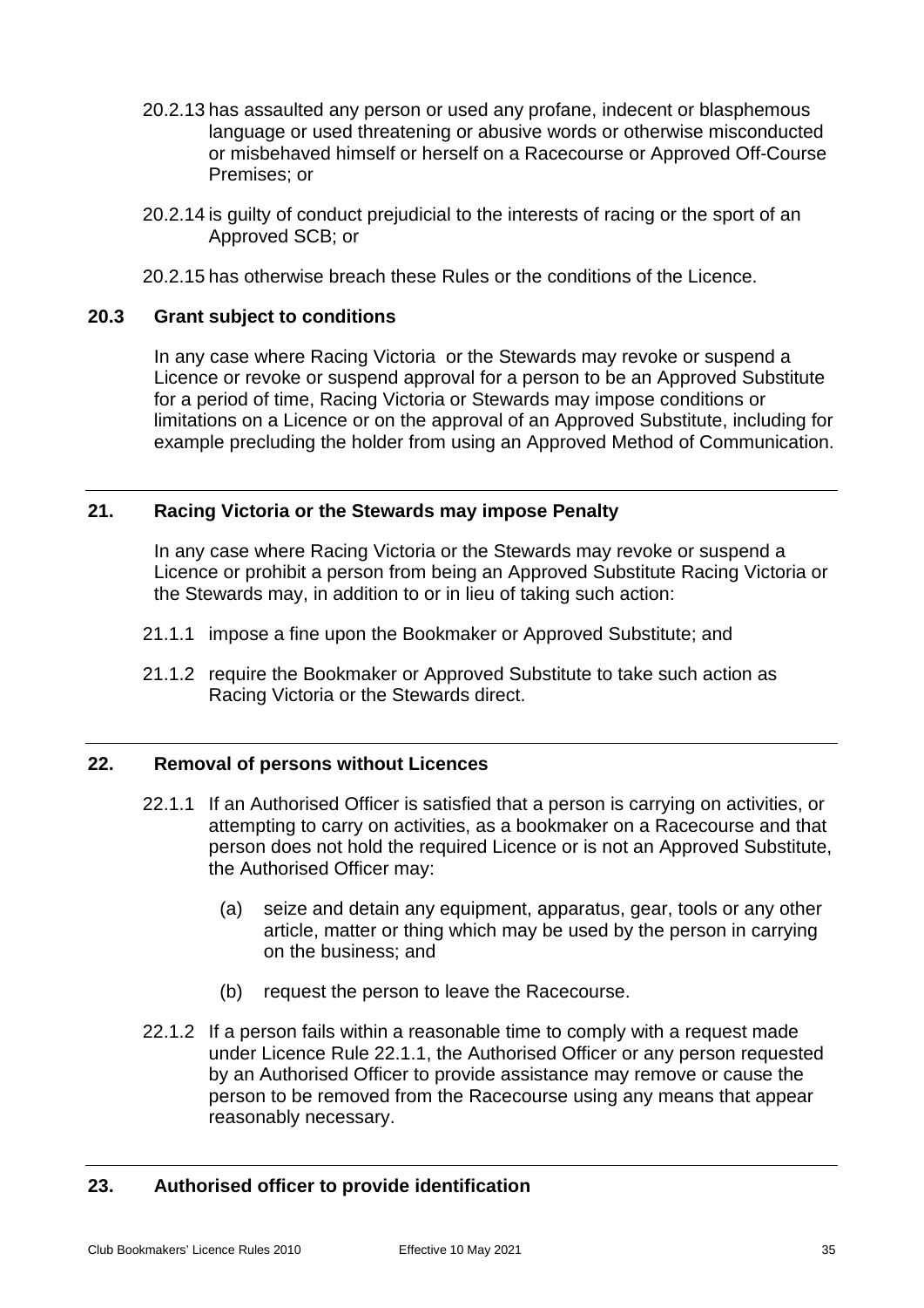20.2.13 has assaulted any person or used any profane, indecent or blasphemous language or used threatening or abusive words or otherwise misconducted or misbehaved himself or herself on a Racecourse or Approved Off-Course Premises; or

20.2.14 is guilty of conduct prejudicial to the interests of racing or the sport of an Approved SCB; or

20.2.15 has otherwise breach these Rules or the conditions of the Licence.

### 20.3 Grant subject to conditions

In any case where Racing Victoria or the Stewards may revoke or suspend a Licence or revoke or suspend approval for a person to be an Approved Substitute for a period of time, Racing Victoria or Stewards may impose conditions or limitations on a Licence or on the approval of an Approved Substitute, including for example precluding the holder from using an Approved Method of Communication.

## 21. Racing Victoria or the Stewards may impose Penalty

In any case where Racing Victoria or the Stewards may revoke or suspend a Licence or prohibit a person from being an Approved Substitute Racing Victoria or the Stewards may, in addition to or in lieu of taking such action:

21.1.1 impose a fine upon the Bookmaker or Approved Substitute; and

21.1.2 require the Bookmaker or Approved Substitute to take such action as Racing Victoria or the Stewards direct.

## 22. Removal of persons without Licences

22.1.1 If an Authorised Officer is satisfied that a person is carrying on activities, or attempting to carry on activities, as a bookmaker on a Racecourse and that person does not hold the required Licence or is not an Approved Substitute, the Authorised Officer may:

(a) seize and detain any equipment, apparatus, gear, tools or any other article, matter or thing which may be used by the person in carrying on the business; and

(b) request the person to leave the Racecourse.

22.1.2 If a person fails within a reasonable time to comply with a request made under Licence Rule 22.1.1, the Authorised Officer or any person requested by an Authorised Officer to provide assistance may remove or cause the person to be removed from the Racecourse using any means that appear reasonably necessary.

## 23. Authorised officer to provide identification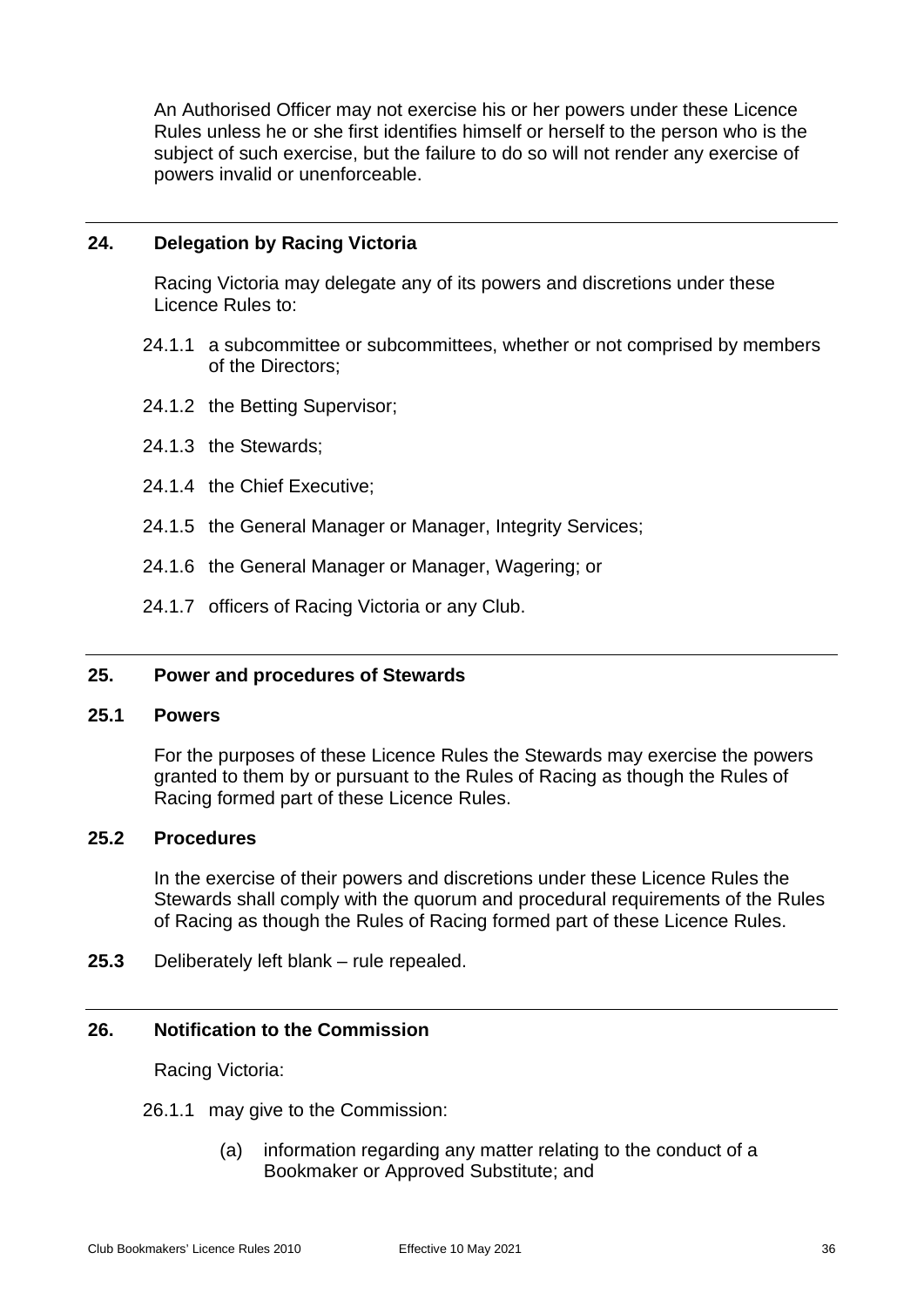An Authorised Officer may not exercise his or her powers under these Licence Rules unless he or she first identifies himself or herself to the person who is the subject of such exercise, but the failure to do so will not render any exercise of powers invalid or unenforceable.

---

## 24. Delegation by Racing Victoria

Racing Victoria may delegate any of its powers and discretions under these Licence Rules to:

24.1.1 a subcommittee or subcommittees, whether or not comprised by members of the Directors;

24.1.2 the Betting Supervisor;

24.1.3 the Stewards;

24.1.4 the Chief Executive;

24.1.5 the General Manager or Manager, Integrity Services;

24.1.6 the General Manager or Manager, Wagering; or

24.1.7 officers of Racing Victoria or any Club.

---

## 25. Power and procedures of Stewards

### 25.1 Powers

For the purposes of these Licence Rules the Stewards may exercise the powers granted to them by or pursuant to the Rules of Racing as though the Rules of Racing formed part of these Licence Rules.

### 25.2 Procedures

In the exercise of their powers and discretions under these Licence Rules the Stewards shall comply with the quorum and procedural requirements of the Rules of Racing as though the Rules of Racing formed part of these Licence Rules.

**25.3** Deliberately left blank – rule repealed.

---

## 26. Notification to the Commission

Racing Victoria:

26.1.1 may give to the Commission:

(a) information regarding any matter relating to the conduct of a Bookmaker or Approved Substitute; and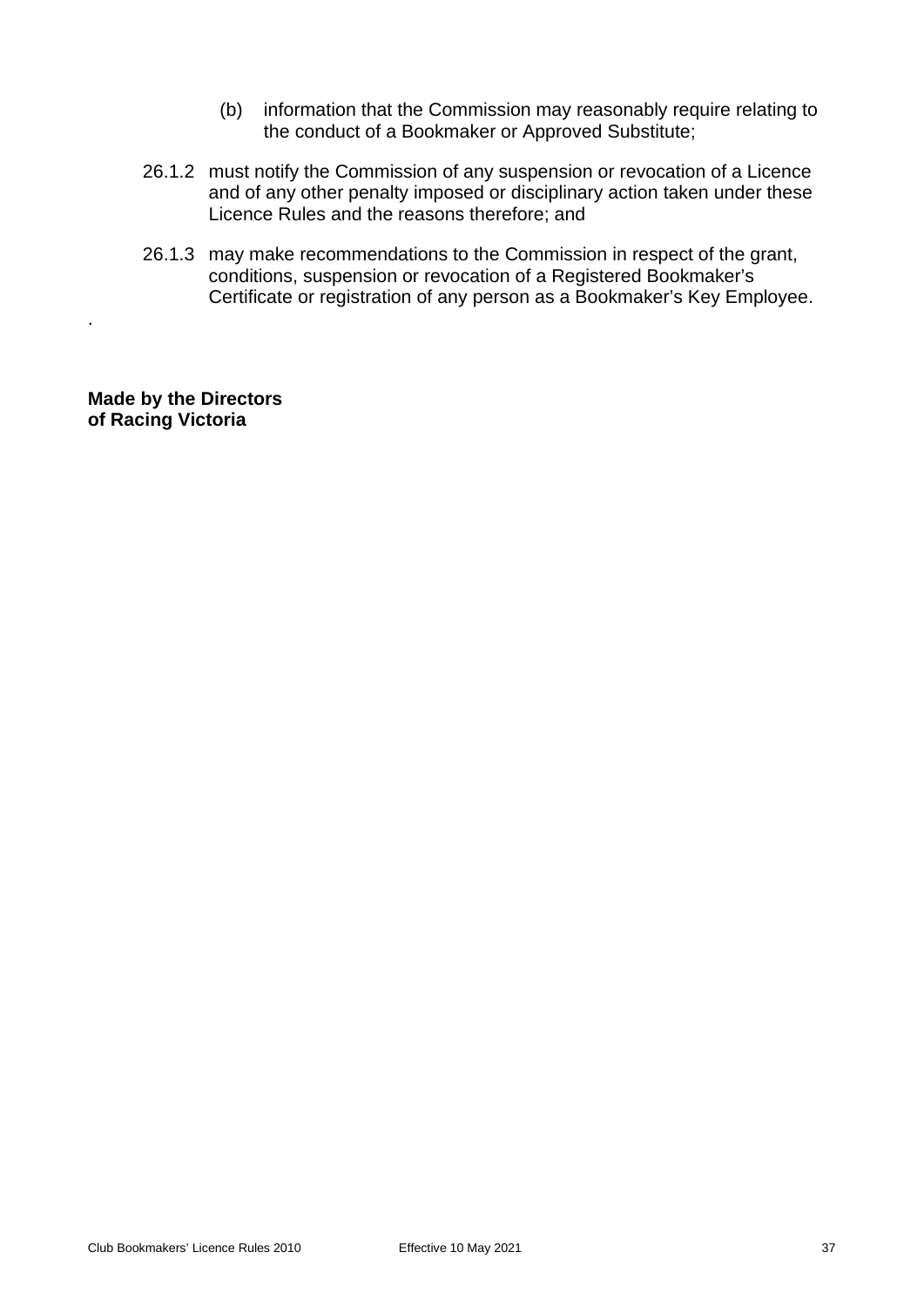(b) information that the Commission may reasonably require relating to the conduct of a Bookmaker or Approved Substitute;

26.1.2 must notify the Commission of any suspension or revocation of a Licence and of any other penalty imposed or disciplinary action taken under these Licence Rules and the reasons therefore; and

26.1.3 may make recommendations to the Commission in respect of the grant, conditions, suspension or revocation of a Registered Bookmaker's Certificate or registration of any person as a Bookmaker's Key Employee.

.

**Made by the Directors of Racing Victoria**